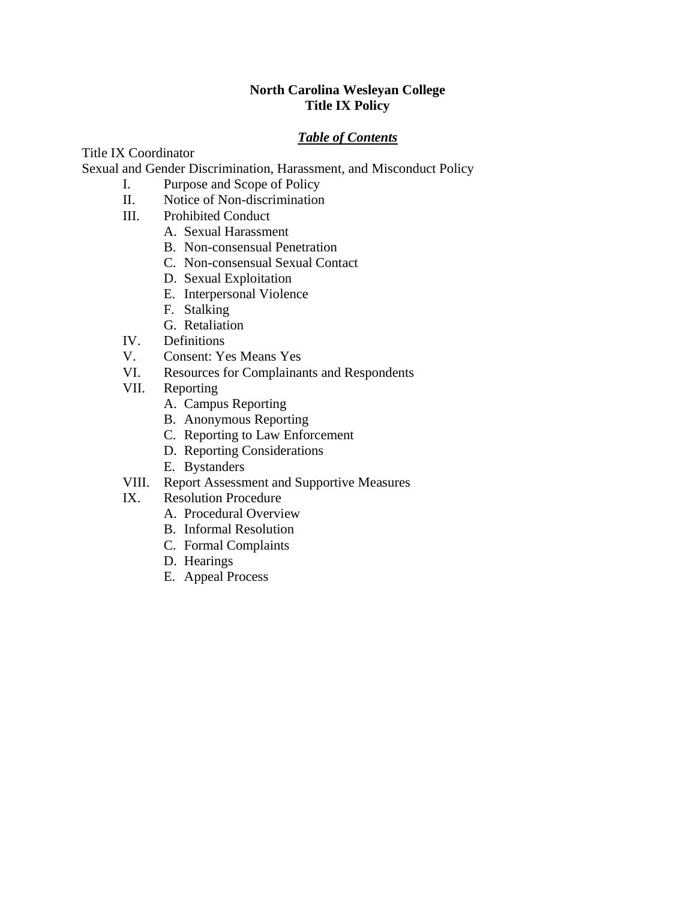# North Carolina Wesleyan College
# Title IX Policy

***Table of Contents***

Title IX Coordinator

Sexual and Gender Discrimination, Harassment, and Misconduct Policy

- I. Purpose and Scope of Policy
- II. Notice of Non-discrimination
- III. Prohibited Conduct
  - A. Sexual Harassment
  - B. Non-consensual Penetration
  - C. Non-consensual Sexual Contact
  - D. Sexual Exploitation
  - E. Interpersonal Violence
  - F. Stalking
  - G. Retaliation
- IV. Definitions
- V. Consent: Yes Means Yes
- VI. Resources for Complainants and Respondents
- VII. Reporting
  - A. Campus Reporting
  - B. Anonymous Reporting
  - C. Reporting to Law Enforcement
  - D. Reporting Considerations
  - E. Bystanders
- VIII. Report Assessment and Supportive Measures
- IX. Resolution Procedure
  - A. Procedural Overview
  - B. Informal Resolution
  - C. Formal Complaints
  - D. Hearings
  - E. Appeal Process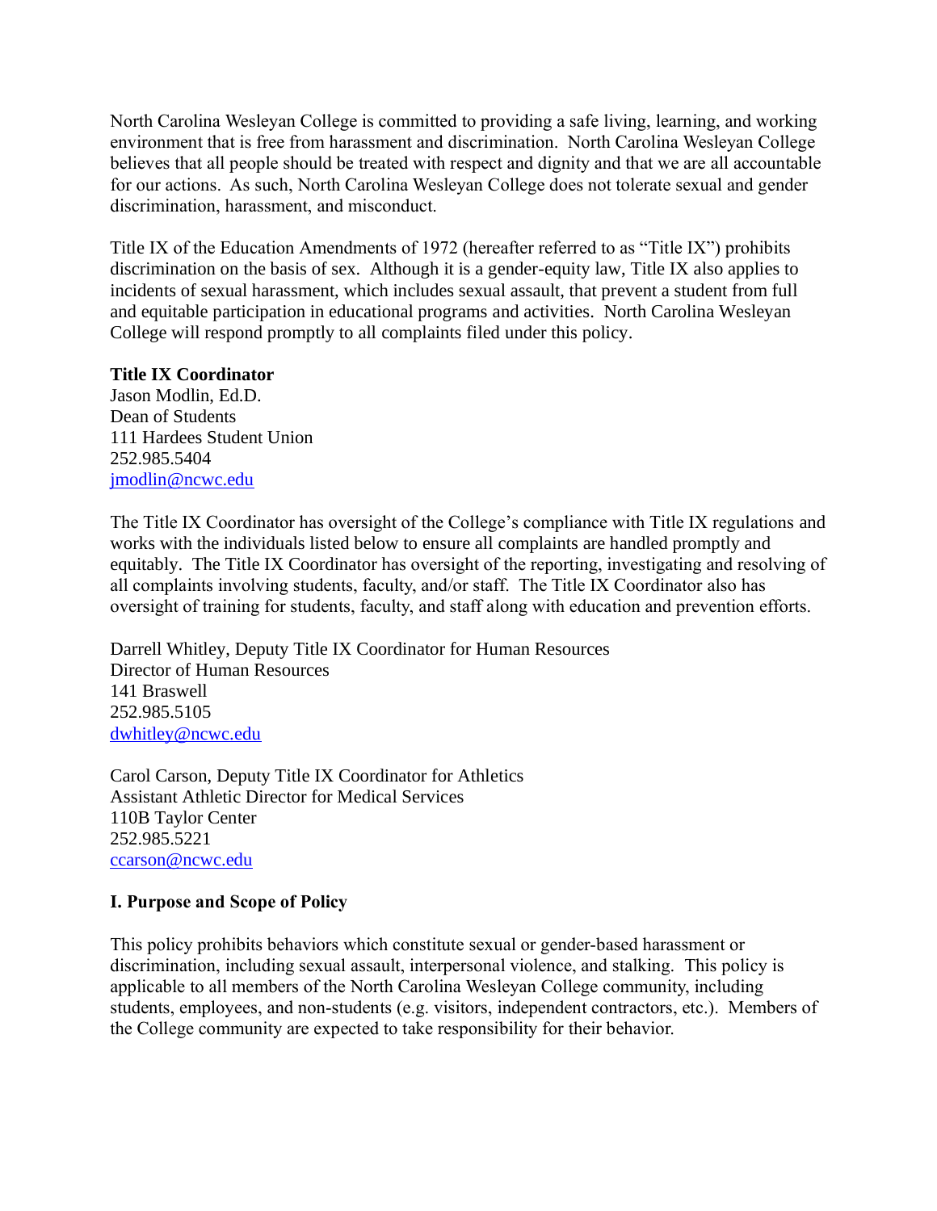North Carolina Wesleyan College is committed to providing a safe living, learning, and working environment that is free from harassment and discrimination. North Carolina Wesleyan College believes that all people should be treated with respect and dignity and that we are all accountable for our actions. As such, North Carolina Wesleyan College does not tolerate sexual and gender discrimination, harassment, and misconduct.

Title IX of the Education Amendments of 1972 (hereafter referred to as "Title IX") prohibits discrimination on the basis of sex. Although it is a gender-equity law, Title IX also applies to incidents of sexual harassment, which includes sexual assault, that prevent a student from full and equitable participation in educational programs and activities. North Carolina Wesleyan College will respond promptly to all complaints filed under this policy.

**Title IX Coordinator**
Jason Modlin, Ed.D.
Dean of Students
111 Hardees Student Union
252.985.5404
jmodlin@ncwc.edu

The Title IX Coordinator has oversight of the College's compliance with Title IX regulations and works with the individuals listed below to ensure all complaints are handled promptly and equitably. The Title IX Coordinator has oversight of the reporting, investigating and resolving of all complaints involving students, faculty, and/or staff. The Title IX Coordinator also has oversight of training for students, faculty, and staff along with education and prevention efforts.

Darrell Whitley, Deputy Title IX Coordinator for Human Resources
Director of Human Resources
141 Braswell
252.985.5105
dwhitley@ncwc.edu

Carol Carson, Deputy Title IX Coordinator for Athletics
Assistant Athletic Director for Medical Services
110B Taylor Center
252.985.5221
ccarson@ncwc.edu

## I. Purpose and Scope of Policy

This policy prohibits behaviors which constitute sexual or gender-based harassment or discrimination, including sexual assault, interpersonal violence, and stalking. This policy is applicable to all members of the North Carolina Wesleyan College community, including students, employees, and non-students (e.g. visitors, independent contractors, etc.). Members of the College community are expected to take responsibility for their behavior.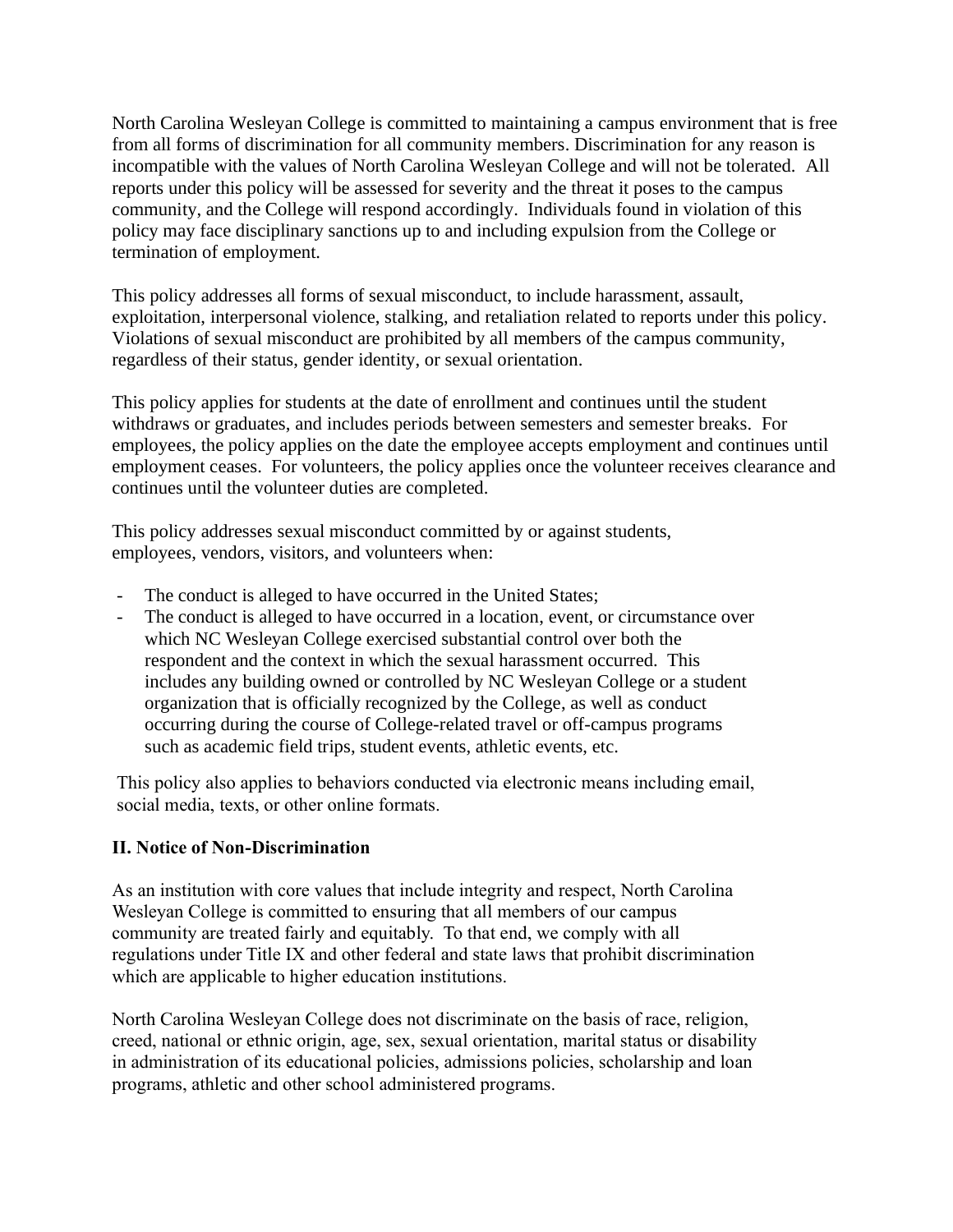North Carolina Wesleyan College is committed to maintaining a campus environment that is free from all forms of discrimination for all community members. Discrimination for any reason is incompatible with the values of North Carolina Wesleyan College and will not be tolerated. All reports under this policy will be assessed for severity and the threat it poses to the campus community, and the College will respond accordingly. Individuals found in violation of this policy may face disciplinary sanctions up to and including expulsion from the College or termination of employment.

This policy addresses all forms of sexual misconduct, to include harassment, assault, exploitation, interpersonal violence, stalking, and retaliation related to reports under this policy. Violations of sexual misconduct are prohibited by all members of the campus community, regardless of their status, gender identity, or sexual orientation.

This policy applies for students at the date of enrollment and continues until the student withdraws or graduates, and includes periods between semesters and semester breaks. For employees, the policy applies on the date the employee accepts employment and continues until employment ceases. For volunteers, the policy applies once the volunteer receives clearance and continues until the volunteer duties are completed.

This policy addresses sexual misconduct committed by or against students, employees, vendors, visitors, and volunteers when:

- The conduct is alleged to have occurred in the United States;
- The conduct is alleged to have occurred in a location, event, or circumstance over which NC Wesleyan College exercised substantial control over both the respondent and the context in which the sexual harassment occurred. This includes any building owned or controlled by NC Wesleyan College or a student organization that is officially recognized by the College, as well as conduct occurring during the course of College-related travel or off-campus programs such as academic field trips, student events, athletic events, etc.

This policy also applies to behaviors conducted via electronic means including email, social media, texts, or other online formats.

**II. Notice of Non-Discrimination**

As an institution with core values that include integrity and respect, North Carolina Wesleyan College is committed to ensuring that all members of our campus community are treated fairly and equitably. To that end, we comply with all regulations under Title IX and other federal and state laws that prohibit discrimination which are applicable to higher education institutions.

North Carolina Wesleyan College does not discriminate on the basis of race, religion, creed, national or ethnic origin, age, sex, sexual orientation, marital status or disability in administration of its educational policies, admissions policies, scholarship and loan programs, athletic and other school administered programs.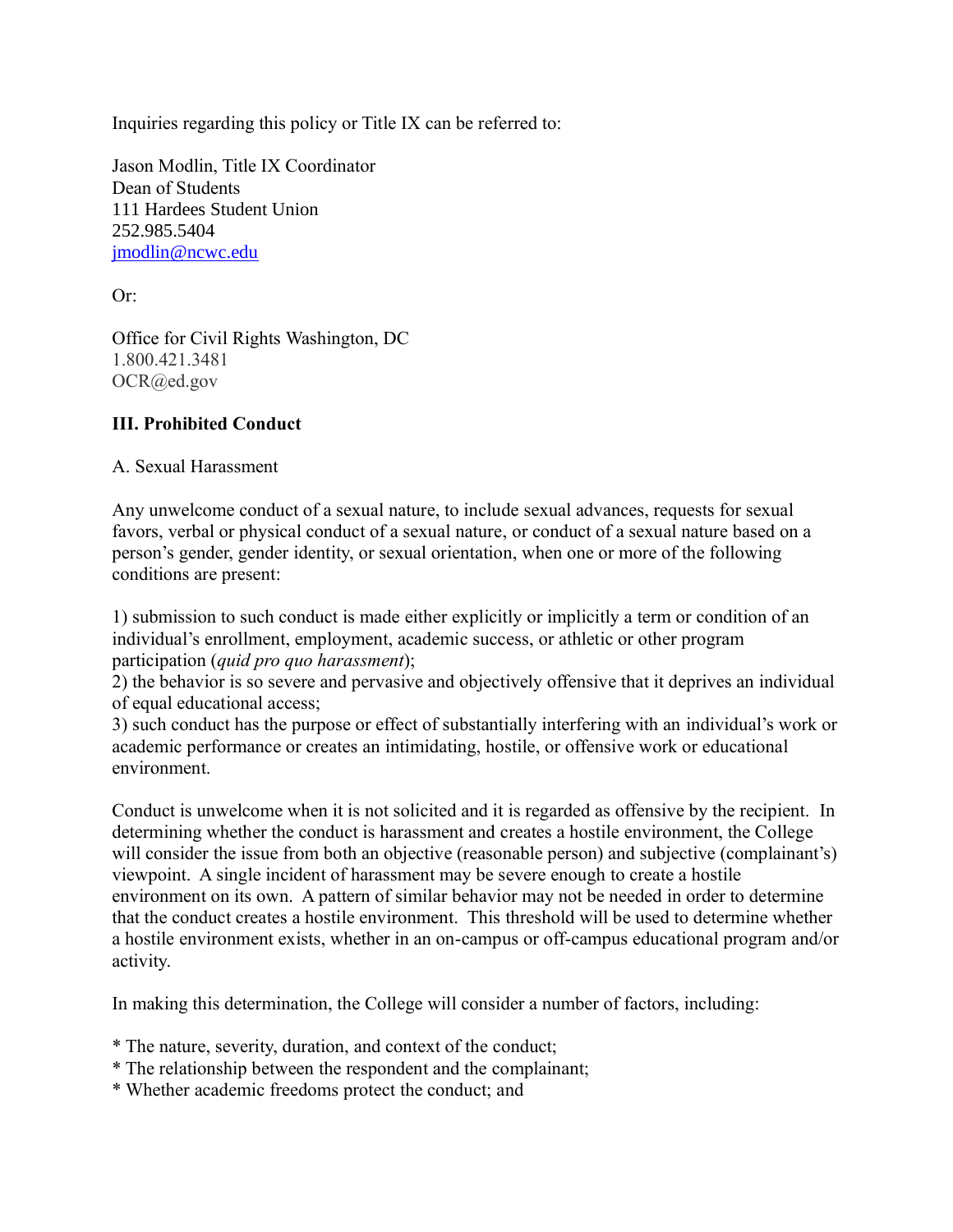Inquiries regarding this policy or Title IX can be referred to:

Jason Modlin, Title IX Coordinator
Dean of Students
111 Hardees Student Union
252.985.5404
[jmodlin@ncwc.edu](mailto:jmodlin@ncwc.edu)

Or:

Office for Civil Rights Washington, DC
1.800.421.3481
OCR@ed.gov

### III. Prohibited Conduct

A. Sexual Harassment

Any unwelcome conduct of a sexual nature, to include sexual advances, requests for sexual favors, verbal or physical conduct of a sexual nature, or conduct of a sexual nature based on a person's gender, gender identity, or sexual orientation, when one or more of the following conditions are present:

1) submission to such conduct is made either explicitly or implicitly a term or condition of an individual's enrollment, employment, academic success, or athletic or other program participation (*quid pro quo harassment*);
2) the behavior is so severe and pervasive and objectively offensive that it deprives an individual of equal educational access;
3) such conduct has the purpose or effect of substantially interfering with an individual's work or academic performance or creates an intimidating, hostile, or offensive work or educational environment.

Conduct is unwelcome when it is not solicited and it is regarded as offensive by the recipient. In determining whether the conduct is harassment and creates a hostile environment, the College will consider the issue from both an objective (reasonable person) and subjective (complainant's) viewpoint. A single incident of harassment may be severe enough to create a hostile environment on its own. A pattern of similar behavior may not be needed in order to determine that the conduct creates a hostile environment. This threshold will be used to determine whether a hostile environment exists, whether in an on-campus or off-campus educational program and/or activity.

In making this determination, the College will consider a number of factors, including:

* The nature, severity, duration, and context of the conduct;
* The relationship between the respondent and the complainant;
* Whether academic freedoms protect the conduct; and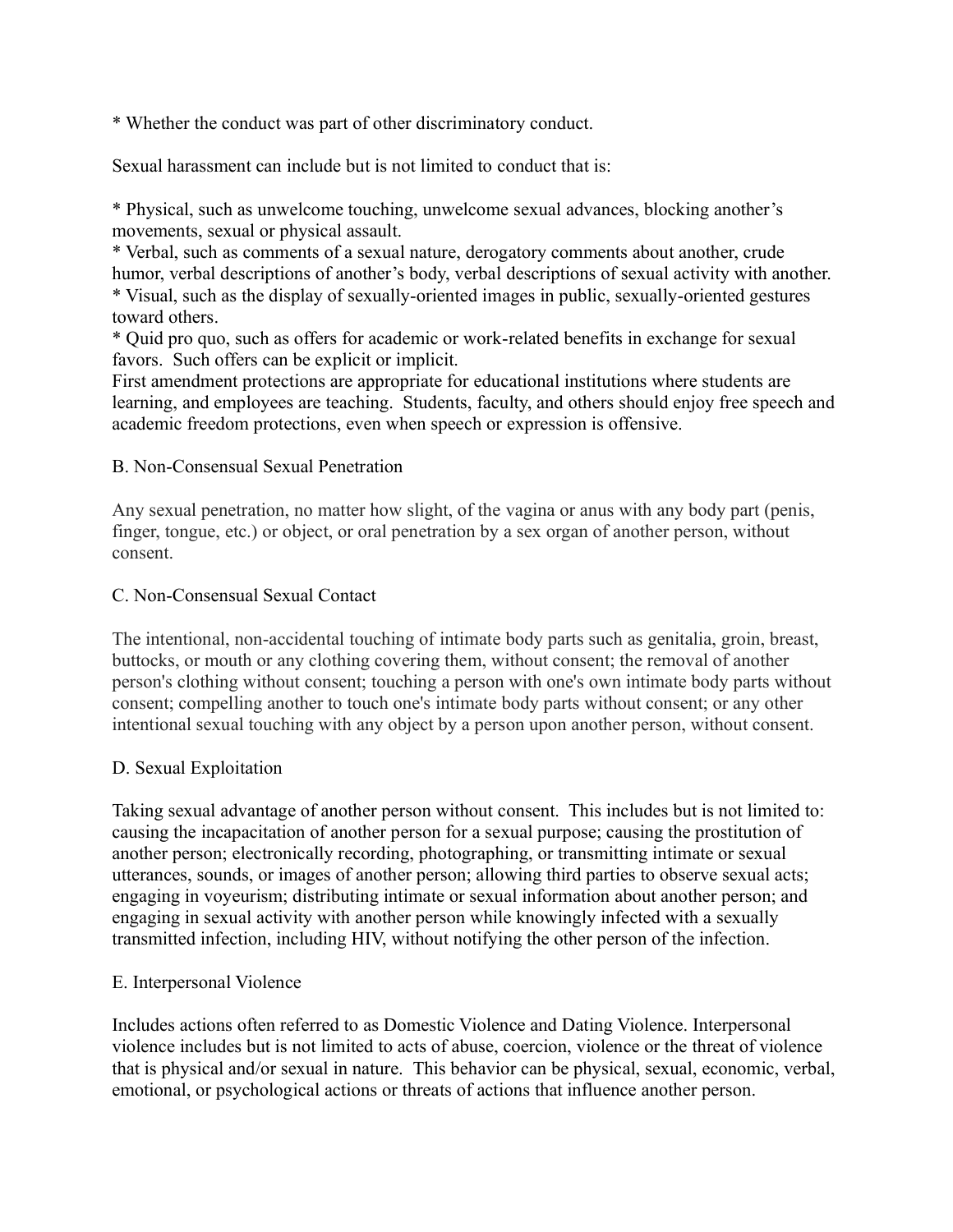* Whether the conduct was part of other discriminatory conduct.

Sexual harassment can include but is not limited to conduct that is:

* Physical, such as unwelcome touching, unwelcome sexual advances, blocking another's movements, sexual or physical assault.
* Verbal, such as comments of a sexual nature, derogatory comments about another, crude humor, verbal descriptions of another's body, verbal descriptions of sexual activity with another.
* Visual, such as the display of sexually-oriented images in public, sexually-oriented gestures toward others.
* Quid pro quo, such as offers for academic or work-related benefits in exchange for sexual favors. Such offers can be explicit or implicit.

First amendment protections are appropriate for educational institutions where students are learning, and employees are teaching. Students, faculty, and others should enjoy free speech and academic freedom protections, even when speech or expression is offensive.

### B. Non-Consensual Sexual Penetration

Any sexual penetration, no matter how slight, of the vagina or anus with any body part (penis, finger, tongue, etc.) or object, or oral penetration by a sex organ of another person, without consent.

### C. Non-Consensual Sexual Contact

The intentional, non-accidental touching of intimate body parts such as genitalia, groin, breast, buttocks, or mouth or any clothing covering them, without consent; the removal of another person's clothing without consent; touching a person with one's own intimate body parts without consent; compelling another to touch one's intimate body parts without consent; or any other intentional sexual touching with any object by a person upon another person, without consent.

### D. Sexual Exploitation

Taking sexual advantage of another person without consent. This includes but is not limited to: causing the incapacitation of another person for a sexual purpose; causing the prostitution of another person; electronically recording, photographing, or transmitting intimate or sexual utterances, sounds, or images of another person; allowing third parties to observe sexual acts; engaging in voyeurism; distributing intimate or sexual information about another person; and engaging in sexual activity with another person while knowingly infected with a sexually transmitted infection, including HIV, without notifying the other person of the infection.

### E. Interpersonal Violence

Includes actions often referred to as Domestic Violence and Dating Violence. Interpersonal violence includes but is not limited to acts of abuse, coercion, violence or the threat of violence that is physical and/or sexual in nature. This behavior can be physical, sexual, economic, verbal, emotional, or psychological actions or threats of actions that influence another person.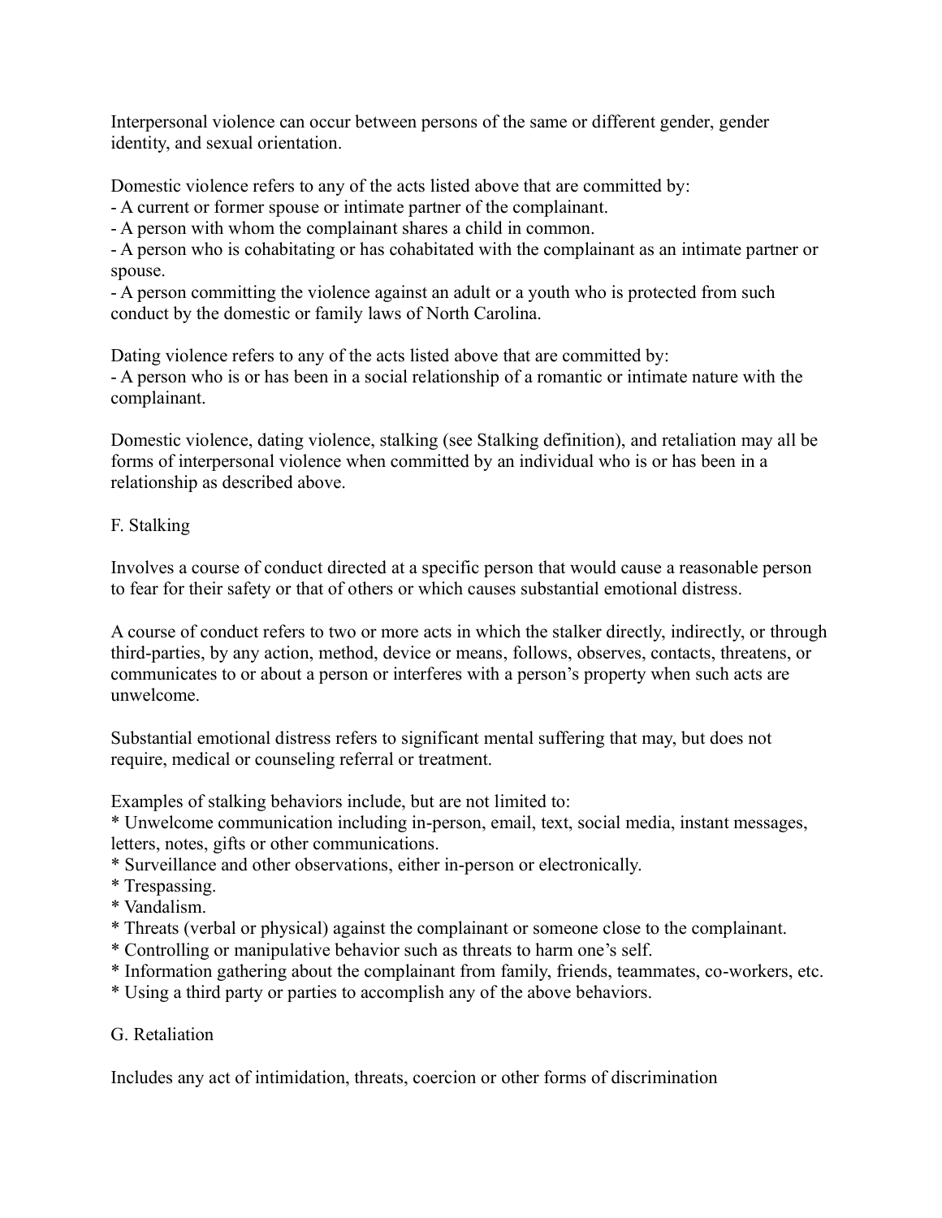Interpersonal violence can occur between persons of the same or different gender, gender identity, and sexual orientation.

Domestic violence refers to any of the acts listed above that are committed by:
- A current or former spouse or intimate partner of the complainant.
- A person with whom the complainant shares a child in common.
- A person who is cohabitating or has cohabitated with the complainant as an intimate partner or spouse.
- A person committing the violence against an adult or a youth who is protected from such conduct by the domestic or family laws of North Carolina.

Dating violence refers to any of the acts listed above that are committed by:
- A person who is or has been in a social relationship of a romantic or intimate nature with the complainant.

Domestic violence, dating violence, stalking (see Stalking definition), and retaliation may all be forms of interpersonal violence when committed by an individual who is or has been in a relationship as described above.

## F. Stalking

Involves a course of conduct directed at a specific person that would cause a reasonable person to fear for their safety or that of others or which causes substantial emotional distress.

A course of conduct refers to two or more acts in which the stalker directly, indirectly, or through third-parties, by any action, method, device or means, follows, observes, contacts, threatens, or communicates to or about a person or interferes with a person's property when such acts are unwelcome.

Substantial emotional distress refers to significant mental suffering that may, but does not require, medical or counseling referral or treatment.

Examples of stalking behaviors include, but are not limited to:

* Unwelcome communication including in-person, email, text, social media, instant messages, letters, notes, gifts or other communications.
* Surveillance and other observations, either in-person or electronically.
* Trespassing.
* Vandalism.
* Threats (verbal or physical) against the complainant or someone close to the complainant.
* Controlling or manipulative behavior such as threats to harm one's self.
* Information gathering about the complainant from family, friends, teammates, co-workers, etc.
* Using a third party or parties to accomplish any of the above behaviors.

## G. Retaliation

Includes any act of intimidation, threats, coercion or other forms of discrimination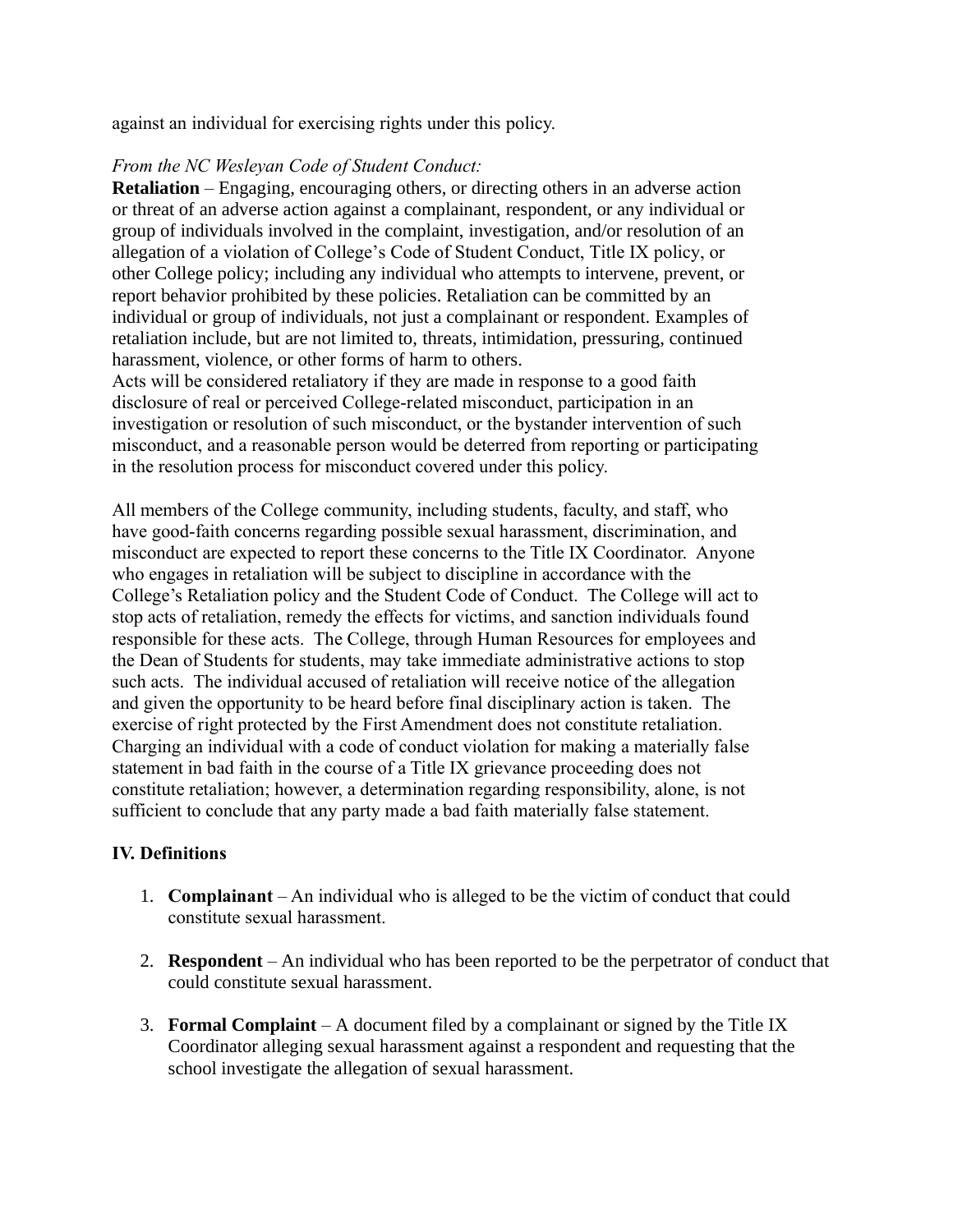against an individual for exercising rights under this policy.

*From the NC Wesleyan Code of Student Conduct:*

**Retaliation** – Engaging, encouraging others, or directing others in an adverse action or threat of an adverse action against a complainant, respondent, or any individual or group of individuals involved in the complaint, investigation, and/or resolution of an allegation of a violation of College's Code of Student Conduct, Title IX policy, or other College policy; including any individual who attempts to intervene, prevent, or report behavior prohibited by these policies. Retaliation can be committed by an individual or group of individuals, not just a complainant or respondent. Examples of retaliation include, but are not limited to, threats, intimidation, pressuring, continued harassment, violence, or other forms of harm to others.
Acts will be considered retaliatory if they are made in response to a good faith disclosure of real or perceived College-related misconduct, participation in an investigation or resolution of such misconduct, or the bystander intervention of such misconduct, and a reasonable person would be deterred from reporting or participating in the resolution process for misconduct covered under this policy.

All members of the College community, including students, faculty, and staff, who have good-faith concerns regarding possible sexual harassment, discrimination, and misconduct are expected to report these concerns to the Title IX Coordinator. Anyone who engages in retaliation will be subject to discipline in accordance with the College's Retaliation policy and the Student Code of Conduct. The College will act to stop acts of retaliation, remedy the effects for victims, and sanction individuals found responsible for these acts. The College, through Human Resources for employees and the Dean of Students for students, may take immediate administrative actions to stop such acts. The individual accused of retaliation will receive notice of the allegation and given the opportunity to be heard before final disciplinary action is taken. The exercise of right protected by the First Amendment does not constitute retaliation. Charging an individual with a code of conduct violation for making a materially false statement in bad faith in the course of a Title IX grievance proceeding does not constitute retaliation; however, a determination regarding responsibility, alone, is not sufficient to conclude that any party made a bad faith materially false statement.

## IV. Definitions

1. **Complainant** – An individual who is alleged to be the victim of conduct that could constitute sexual harassment.

2. **Respondent** – An individual who has been reported to be the perpetrator of conduct that could constitute sexual harassment.

3. **Formal Complaint** – A document filed by a complainant or signed by the Title IX Coordinator alleging sexual harassment against a respondent and requesting that the school investigate the allegation of sexual harassment.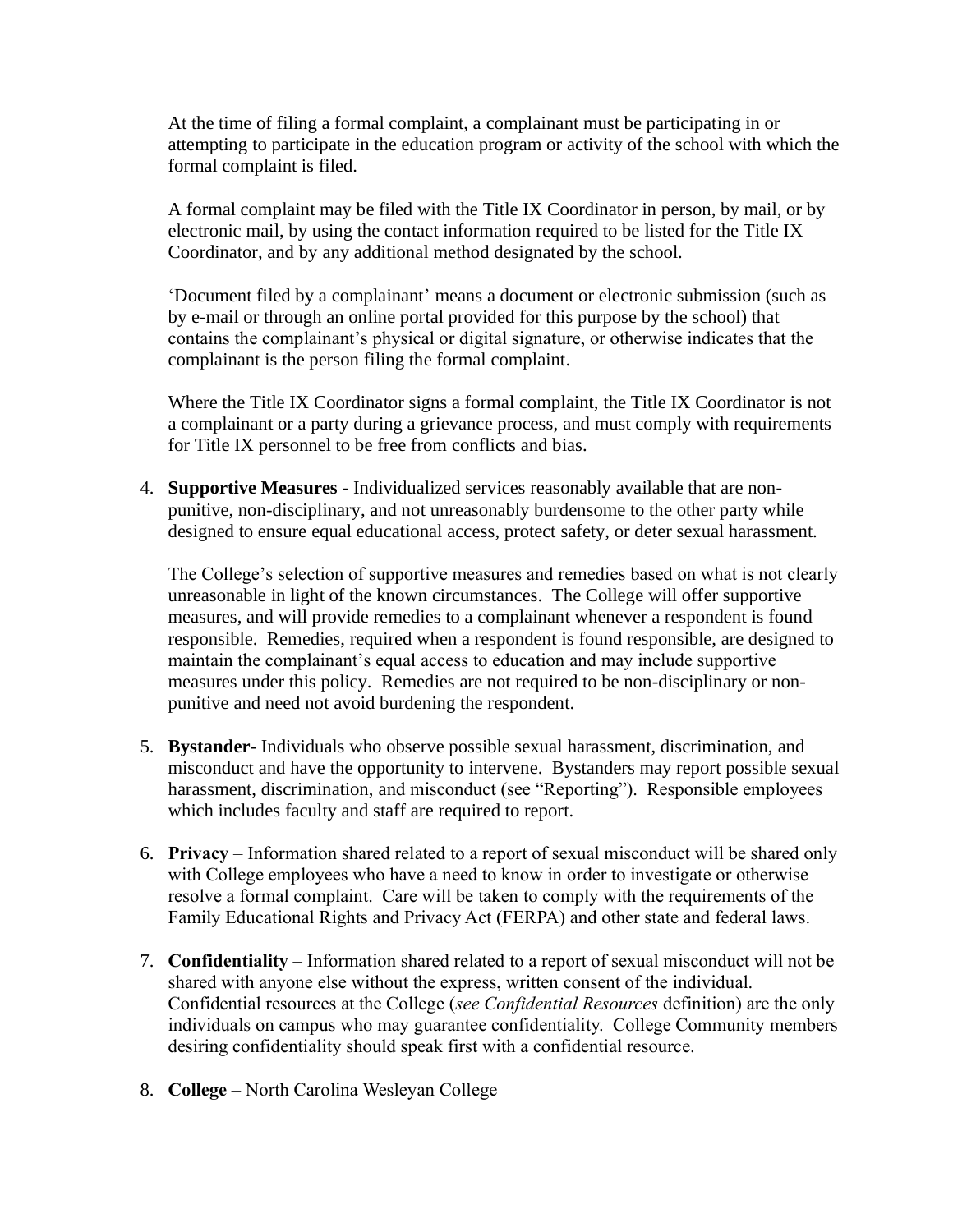At the time of filing a formal complaint, a complainant must be participating in or attempting to participate in the education program or activity of the school with which the formal complaint is filed.

A formal complaint may be filed with the Title IX Coordinator in person, by mail, or by electronic mail, by using the contact information required to be listed for the Title IX Coordinator, and by any additional method designated by the school.

'Document filed by a complainant' means a document or electronic submission (such as by e-mail or through an online portal provided for this purpose by the school) that contains the complainant's physical or digital signature, or otherwise indicates that the complainant is the person filing the formal complaint.

Where the Title IX Coordinator signs a formal complaint, the Title IX Coordinator is not a complainant or a party during a grievance process, and must comply with requirements for Title IX personnel to be free from conflicts and bias.

4. **Supportive Measures** - Individualized services reasonably available that are non-punitive, non-disciplinary, and not unreasonably burdensome to the other party while designed to ensure equal educational access, protect safety, or deter sexual harassment.

   The College's selection of supportive measures and remedies based on what is not clearly unreasonable in light of the known circumstances. The College will offer supportive measures, and will provide remedies to a complainant whenever a respondent is found responsible. Remedies, required when a respondent is found responsible, are designed to maintain the complainant's equal access to education and may include supportive measures under this policy. Remedies are not required to be non-disciplinary or non-punitive and need not avoid burdening the respondent.

5. **Bystander**- Individuals who observe possible sexual harassment, discrimination, and misconduct and have the opportunity to intervene. Bystanders may report possible sexual harassment, discrimination, and misconduct (see "Reporting"). Responsible employees which includes faculty and staff are required to report.

6. **Privacy** – Information shared related to a report of sexual misconduct will be shared only with College employees who have a need to know in order to investigate or otherwise resolve a formal complaint. Care will be taken to comply with the requirements of the Family Educational Rights and Privacy Act (FERPA) and other state and federal laws.

7. **Confidentiality** – Information shared related to a report of sexual misconduct will not be shared with anyone else without the express, written consent of the individual. Confidential resources at the College (*see Confidential Resources* definition) are the only individuals on campus who may guarantee confidentiality. College Community members desiring confidentiality should speak first with a confidential resource.

8. **College** – North Carolina Wesleyan College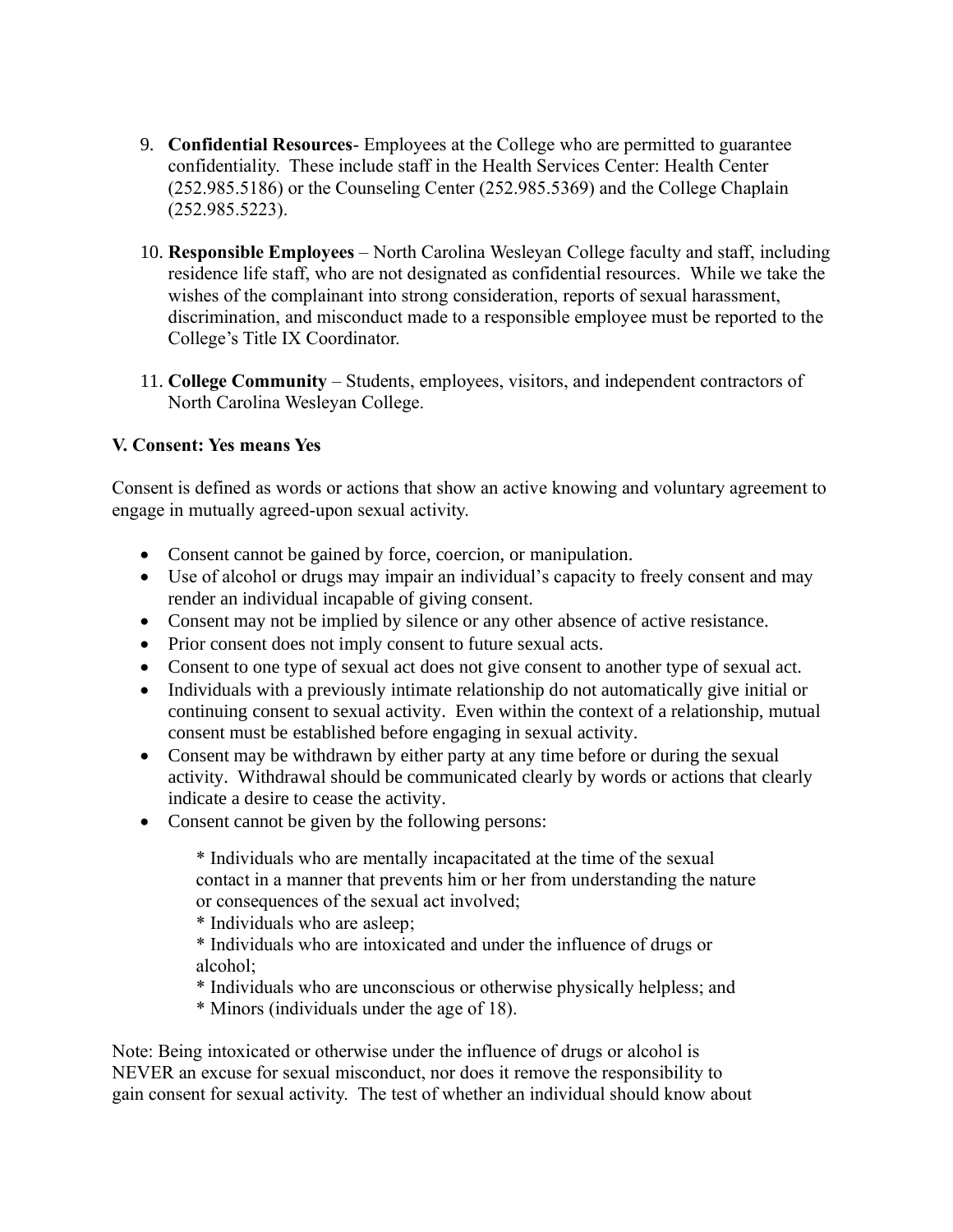9. **Confidential Resources**- Employees at the College who are permitted to guarantee confidentiality. These include staff in the Health Services Center: Health Center (252.985.5186) or the Counseling Center (252.985.5369) and the College Chaplain (252.985.5223).

10. **Responsible Employees** – North Carolina Wesleyan College faculty and staff, including residence life staff, who are not designated as confidential resources. While we take the wishes of the complainant into strong consideration, reports of sexual harassment, discrimination, and misconduct made to a responsible employee must be reported to the College's Title IX Coordinator.

11. **College Community** – Students, employees, visitors, and independent contractors of North Carolina Wesleyan College.

**V. Consent: Yes means Yes**

Consent is defined as words or actions that show an active knowing and voluntary agreement to engage in mutually agreed-upon sexual activity.

- Consent cannot be gained by force, coercion, or manipulation.
- Use of alcohol or drugs may impair an individual's capacity to freely consent and may render an individual incapable of giving consent.
- Consent may not be implied by silence or any other absence of active resistance.
- Prior consent does not imply consent to future sexual acts.
- Consent to one type of sexual act does not give consent to another type of sexual act.
- Individuals with a previously intimate relationship do not automatically give initial or continuing consent to sexual activity. Even within the context of a relationship, mutual consent must be established before engaging in sexual activity.
- Consent may be withdrawn by either party at any time before or during the sexual activity. Withdrawal should be communicated clearly by words or actions that clearly indicate a desire to cease the activity.
- Consent cannot be given by the following persons:

  * Individuals who are mentally incapacitated at the time of the sexual contact in a manner that prevents him or her from understanding the nature or consequences of the sexual act involved;
  * Individuals who are asleep;
  * Individuals who are intoxicated and under the influence of drugs or alcohol;
  * Individuals who are unconscious or otherwise physically helpless; and
  * Minors (individuals under the age of 18).

Note: Being intoxicated or otherwise under the influence of drugs or alcohol is NEVER an excuse for sexual misconduct, nor does it remove the responsibility to gain consent for sexual activity. The test of whether an individual should know about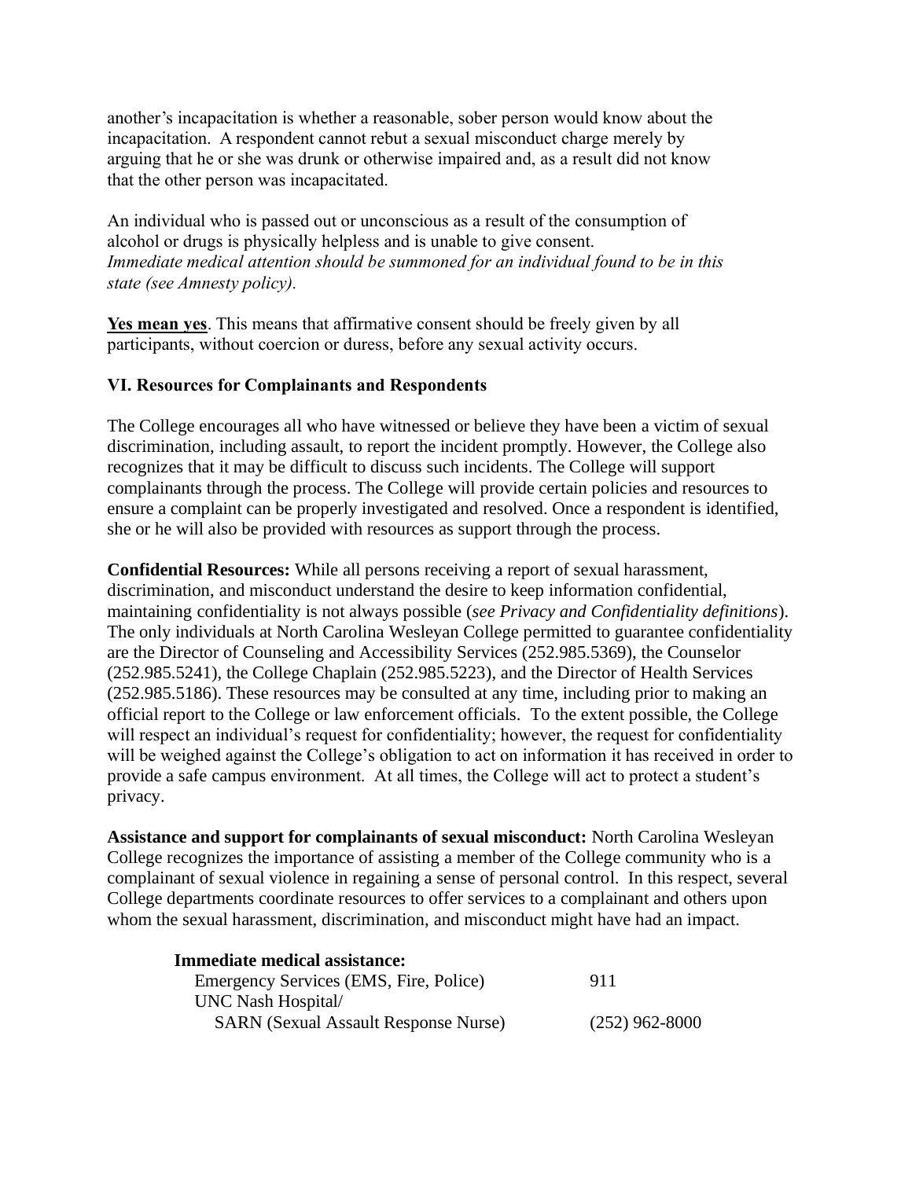another's incapacitation is whether a reasonable, sober person would know about the incapacitation. A respondent cannot rebut a sexual misconduct charge merely by arguing that he or she was drunk or otherwise impaired and, as a result did not know that the other person was incapacitated.

An individual who is passed out or unconscious as a result of the consumption of alcohol or drugs is physically helpless and is unable to give consent. *Immediate medical attention should be summoned for an individual found to be in this state (see Amnesty policy).*

**Yes mean yes**. This means that affirmative consent should be freely given by all participants, without coercion or duress, before any sexual activity occurs.

### VI. Resources for Complainants and Respondents

The College encourages all who have witnessed or believe they have been a victim of sexual discrimination, including assault, to report the incident promptly. However, the College also recognizes that it may be difficult to discuss such incidents. The College will support complainants through the process. The College will provide certain policies and resources to ensure a complaint can be properly investigated and resolved. Once a respondent is identified, she or he will also be provided with resources as support through the process.

**Confidential Resources:** While all persons receiving a report of sexual harassment, discrimination, and misconduct understand the desire to keep information confidential, maintaining confidentiality is not always possible (*see Privacy and Confidentiality definitions*). The only individuals at North Carolina Wesleyan College permitted to guarantee confidentiality are the Director of Counseling and Accessibility Services (252.985.5369), the Counselor (252.985.5241), the College Chaplain (252.985.5223), and the Director of Health Services (252.985.5186). These resources may be consulted at any time, including prior to making an official report to the College or law enforcement officials. To the extent possible, the College will respect an individual's request for confidentiality; however, the request for confidentiality will be weighed against the College's obligation to act on information it has received in order to provide a safe campus environment. At all times, the College will act to protect a student's privacy.

**Assistance and support for complainants of sexual misconduct:** North Carolina Wesleyan College recognizes the importance of assisting a member of the College community who is a complainant of sexual violence in regaining a sense of personal control. In this respect, several College departments coordinate resources to offer services to a complainant and others upon whom the sexual harassment, discrimination, and misconduct might have had an impact.

**Immediate medical assistance:**

| | |
|---|---|
| Emergency Services (EMS, Fire, Police) | 911 |
| UNC Nash Hospital/ SARN (Sexual Assault Response Nurse) | (252) 962-8000 |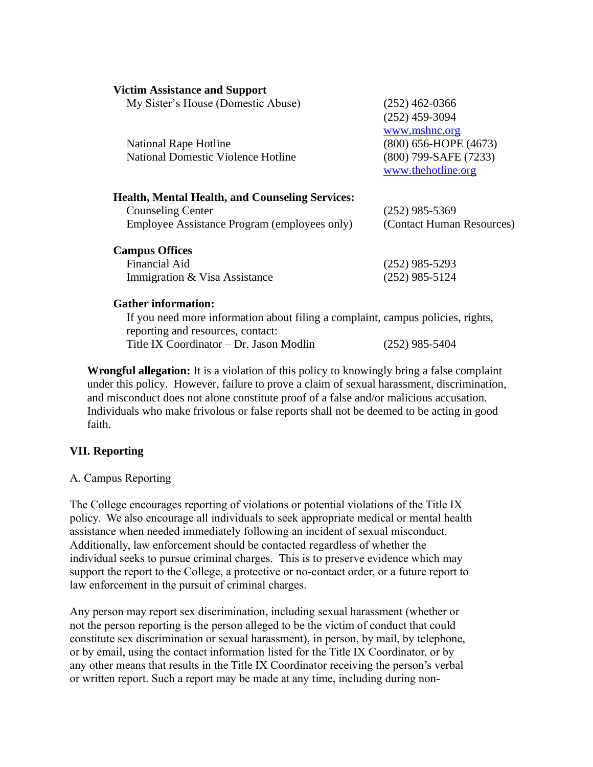**Victim Assistance and Support**

| | |
|---|---|
| My Sister's House (Domestic Abuse) | (252) 462-0366<br>(252) 459-3094<br>www.mshnc.org |
| National Rape Hotline | (800) 656-HOPE (4673) |
| National Domestic Violence Hotline | (800) 799-SAFE (7233)<br>www.thehotline.org |

**Health, Mental Health, and Counseling Services:**

| | |
|---|---|
| Counseling Center | (252) 985-5369 |
| Employee Assistance Program (employees only) | (Contact Human Resources) |

**Campus Offices**

| | |
|---|---|
| Financial Aid | (252) 985-5293 |
| Immigration & Visa Assistance | (252) 985-5124 |

**Gather information:**

If you need more information about filing a complaint, campus policies, rights, reporting and resources, contact:

Title IX Coordinator – Dr. Jason Modlin (252) 985-5404

**Wrongful allegation:** It is a violation of this policy to knowingly bring a false complaint under this policy. However, failure to prove a claim of sexual harassment, discrimination, and misconduct does not alone constitute proof of a false and/or malicious accusation. Individuals who make frivolous or false reports shall not be deemed to be acting in good faith.

## VII. Reporting

A. Campus Reporting

The College encourages reporting of violations or potential violations of the Title IX policy. We also encourage all individuals to seek appropriate medical or mental health assistance when needed immediately following an incident of sexual misconduct. Additionally, law enforcement should be contacted regardless of whether the individual seeks to pursue criminal charges. This is to preserve evidence which may support the report to the College, a protective or no-contact order, or a future report to law enforcement in the pursuit of criminal charges.

Any person may report sex discrimination, including sexual harassment (whether or not the person reporting is the person alleged to be the victim of conduct that could constitute sex discrimination or sexual harassment), in person, by mail, by telephone, or by email, using the contact information listed for the Title IX Coordinator, or by any other means that results in the Title IX Coordinator receiving the person's verbal or written report. Such a report may be made at any time, including during non-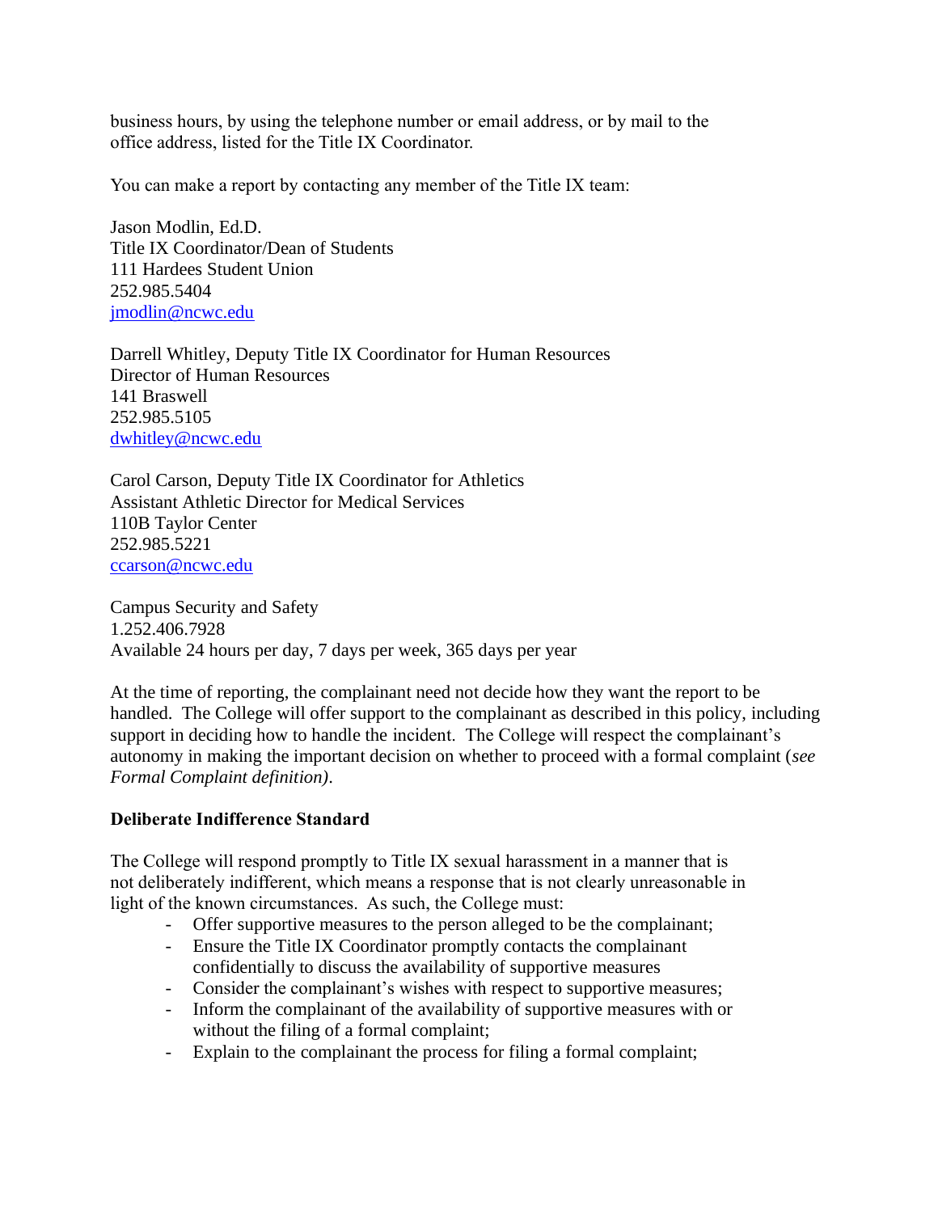business hours, by using the telephone number or email address, or by mail to the office address, listed for the Title IX Coordinator.

You can make a report by contacting any member of the Title IX team:

Jason Modlin, Ed.D.
Title IX Coordinator/Dean of Students
111 Hardees Student Union
252.985.5404
jmodlin@ncwc.edu

Darrell Whitley, Deputy Title IX Coordinator for Human Resources
Director of Human Resources
141 Braswell
252.985.5105
dwhitley@ncwc.edu

Carol Carson, Deputy Title IX Coordinator for Athletics
Assistant Athletic Director for Medical Services
110B Taylor Center
252.985.5221
ccarson@ncwc.edu

Campus Security and Safety
1.252.406.7928
Available 24 hours per day, 7 days per week, 365 days per year

At the time of reporting, the complainant need not decide how they want the report to be handled. The College will offer support to the complainant as described in this policy, including support in deciding how to handle the incident. The College will respect the complainant's autonomy in making the important decision on whether to proceed with a formal complaint (*see Formal Complaint definition)*.

**Deliberate Indifference Standard**

The College will respond promptly to Title IX sexual harassment in a manner that is not deliberately indifferent, which means a response that is not clearly unreasonable in light of the known circumstances. As such, the College must:

- Offer supportive measures to the person alleged to be the complainant;
- Ensure the Title IX Coordinator promptly contacts the complainant confidentially to discuss the availability of supportive measures
- Consider the complainant's wishes with respect to supportive measures;
- Inform the complainant of the availability of supportive measures with or without the filing of a formal complaint;
- Explain to the complainant the process for filing a formal complaint;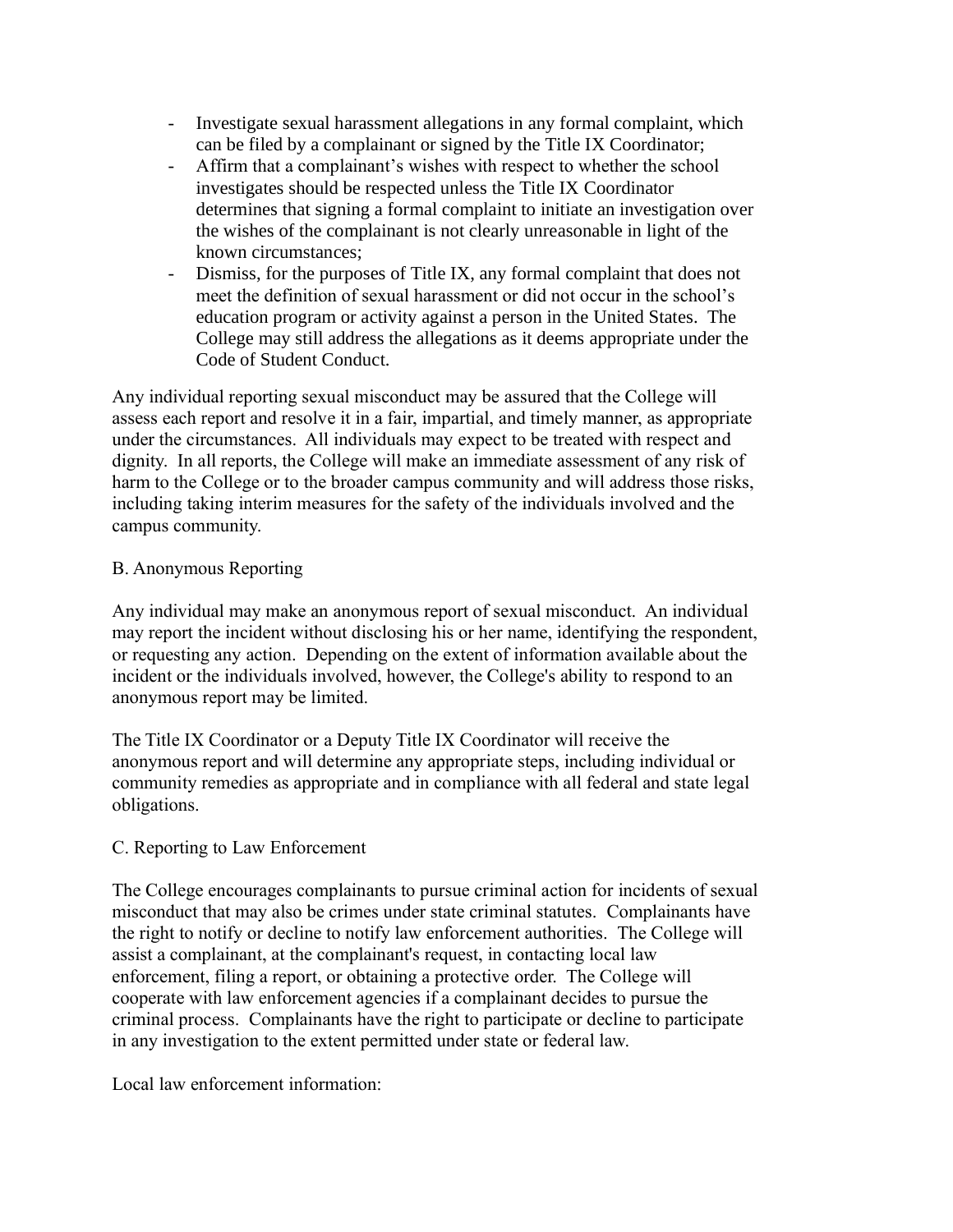- Investigate sexual harassment allegations in any formal complaint, which can be filed by a complainant or signed by the Title IX Coordinator;
- Affirm that a complainant's wishes with respect to whether the school investigates should be respected unless the Title IX Coordinator determines that signing a formal complaint to initiate an investigation over the wishes of the complainant is not clearly unreasonable in light of the known circumstances;
- Dismiss, for the purposes of Title IX, any formal complaint that does not meet the definition of sexual harassment or did not occur in the school's education program or activity against a person in the United States. The College may still address the allegations as it deems appropriate under the Code of Student Conduct.

Any individual reporting sexual misconduct may be assured that the College will assess each report and resolve it in a fair, impartial, and timely manner, as appropriate under the circumstances. All individuals may expect to be treated with respect and dignity. In all reports, the College will make an immediate assessment of any risk of harm to the College or to the broader campus community and will address those risks, including taking interim measures for the safety of the individuals involved and the campus community.

B. Anonymous Reporting

Any individual may make an anonymous report of sexual misconduct. An individual may report the incident without disclosing his or her name, identifying the respondent, or requesting any action. Depending on the extent of information available about the incident or the individuals involved, however, the College's ability to respond to an anonymous report may be limited.

The Title IX Coordinator or a Deputy Title IX Coordinator will receive the anonymous report and will determine any appropriate steps, including individual or community remedies as appropriate and in compliance with all federal and state legal obligations.

C. Reporting to Law Enforcement

The College encourages complainants to pursue criminal action for incidents of sexual misconduct that may also be crimes under state criminal statutes. Complainants have the right to notify or decline to notify law enforcement authorities. The College will assist a complainant, at the complainant's request, in contacting local law enforcement, filing a report, or obtaining a protective order. The College will cooperate with law enforcement agencies if a complainant decides to pursue the criminal process. Complainants have the right to participate or decline to participate in any investigation to the extent permitted under state or federal law.

Local law enforcement information: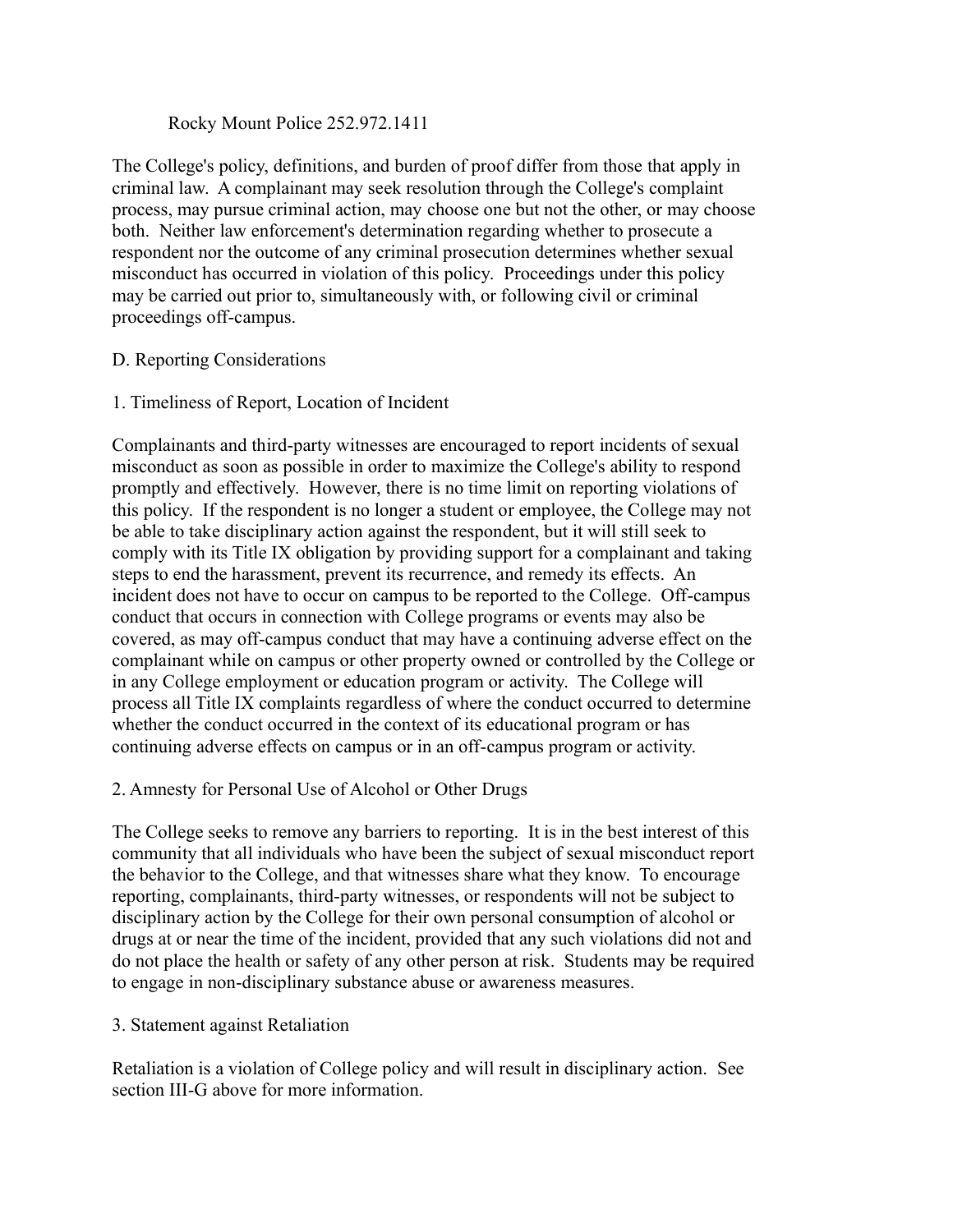Rocky Mount Police 252.972.1411

The College's policy, definitions, and burden of proof differ from those that apply in criminal law. A complainant may seek resolution through the College's complaint process, may pursue criminal action, may choose one but not the other, or may choose both. Neither law enforcement's determination regarding whether to prosecute a respondent nor the outcome of any criminal prosecution determines whether sexual misconduct has occurred in violation of this policy. Proceedings under this policy may be carried out prior to, simultaneously with, or following civil or criminal proceedings off-campus.

## D. Reporting Considerations

### 1. Timeliness of Report, Location of Incident

Complainants and third-party witnesses are encouraged to report incidents of sexual misconduct as soon as possible in order to maximize the College's ability to respond promptly and effectively. However, there is no time limit on reporting violations of this policy. If the respondent is no longer a student or employee, the College may not be able to take disciplinary action against the respondent, but it will still seek to comply with its Title IX obligation by providing support for a complainant and taking steps to end the harassment, prevent its recurrence, and remedy its effects. An incident does not have to occur on campus to be reported to the College. Off-campus conduct that occurs in connection with College programs or events may also be covered, as may off-campus conduct that may have a continuing adverse effect on the complainant while on campus or other property owned or controlled by the College or in any College employment or education program or activity. The College will process all Title IX complaints regardless of where the conduct occurred to determine whether the conduct occurred in the context of its educational program or has continuing adverse effects on campus or in an off-campus program or activity.

### 2. Amnesty for Personal Use of Alcohol or Other Drugs

The College seeks to remove any barriers to reporting. It is in the best interest of this community that all individuals who have been the subject of sexual misconduct report the behavior to the College, and that witnesses share what they know. To encourage reporting, complainants, third-party witnesses, or respondents will not be subject to disciplinary action by the College for their own personal consumption of alcohol or drugs at or near the time of the incident, provided that any such violations did not and do not place the health or safety of any other person at risk. Students may be required to engage in non-disciplinary substance abuse or awareness measures.

### 3. Statement against Retaliation

Retaliation is a violation of College policy and will result in disciplinary action. See section III-G above for more information.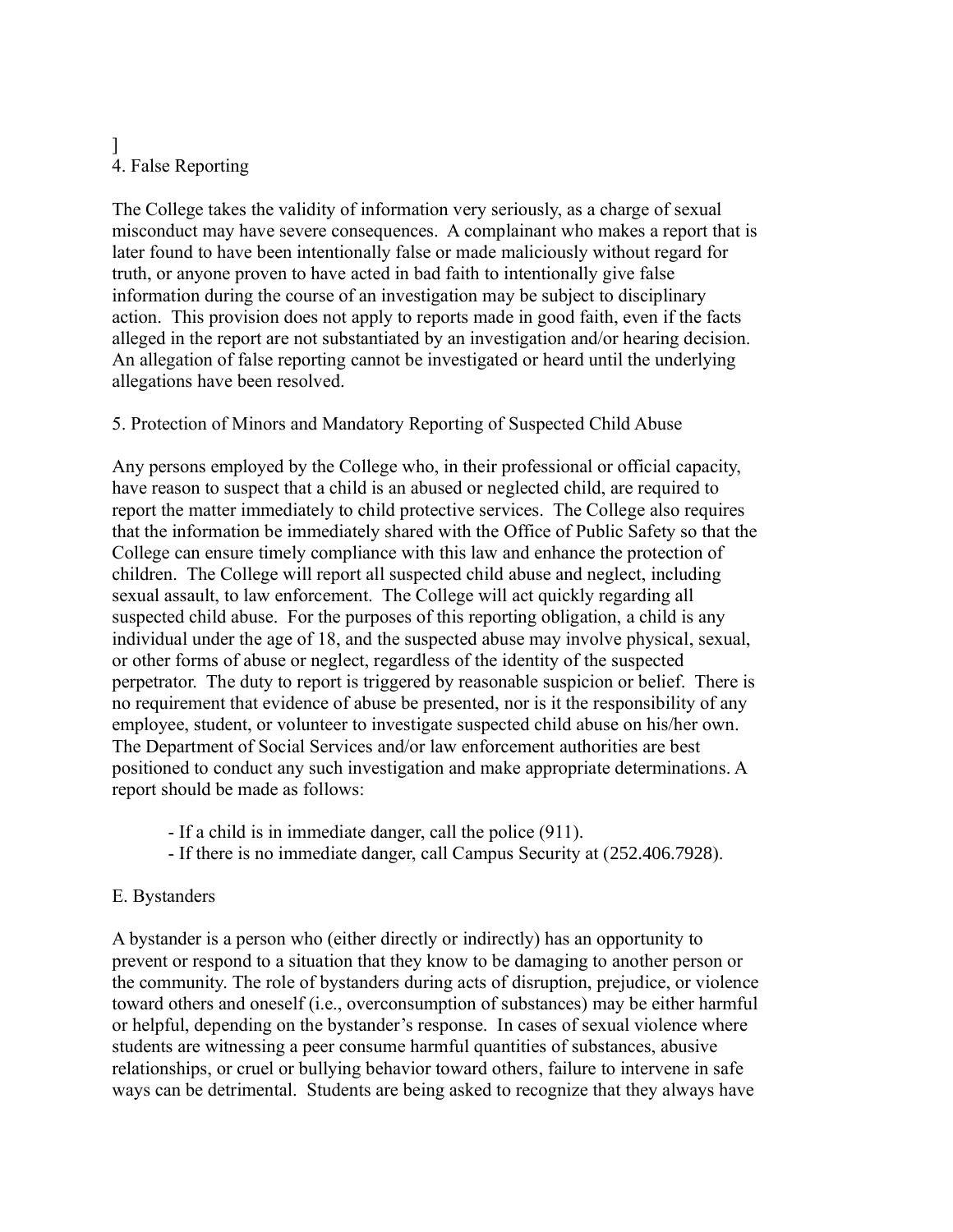]

#### 4. False Reporting

The College takes the validity of information very seriously, as a charge of sexual misconduct may have severe consequences. A complainant who makes a report that is later found to have been intentionally false or made maliciously without regard for truth, or anyone proven to have acted in bad faith to intentionally give false information during the course of an investigation may be subject to disciplinary action. This provision does not apply to reports made in good faith, even if the facts alleged in the report are not substantiated by an investigation and/or hearing decision. An allegation of false reporting cannot be investigated or heard until the underlying allegations have been resolved.

#### 5. Protection of Minors and Mandatory Reporting of Suspected Child Abuse

Any persons employed by the College who, in their professional or official capacity, have reason to suspect that a child is an abused or neglected child, are required to report the matter immediately to child protective services. The College also requires that the information be immediately shared with the Office of Public Safety so that the College can ensure timely compliance with this law and enhance the protection of children. The College will report all suspected child abuse and neglect, including sexual assault, to law enforcement. The College will act quickly regarding all suspected child abuse. For the purposes of this reporting obligation, a child is any individual under the age of 18, and the suspected abuse may involve physical, sexual, or other forms of abuse or neglect, regardless of the identity of the suspected perpetrator. The duty to report is triggered by reasonable suspicion or belief. There is no requirement that evidence of abuse be presented, nor is it the responsibility of any employee, student, or volunteer to investigate suspected child abuse on his/her own. The Department of Social Services and/or law enforcement authorities are best positioned to conduct any such investigation and make appropriate determinations. A report should be made as follows:

- If a child is in immediate danger, call the police (911).
- If there is no immediate danger, call Campus Security at (252.406.7928).

### E. Bystanders

A bystander is a person who (either directly or indirectly) has an opportunity to prevent or respond to a situation that they know to be damaging to another person or the community. The role of bystanders during acts of disruption, prejudice, or violence toward others and oneself (i.e., overconsumption of substances) may be either harmful or helpful, depending on the bystander's response. In cases of sexual violence where students are witnessing a peer consume harmful quantities of substances, abusive relationships, or cruel or bullying behavior toward others, failure to intervene in safe ways can be detrimental. Students are being asked to recognize that they always have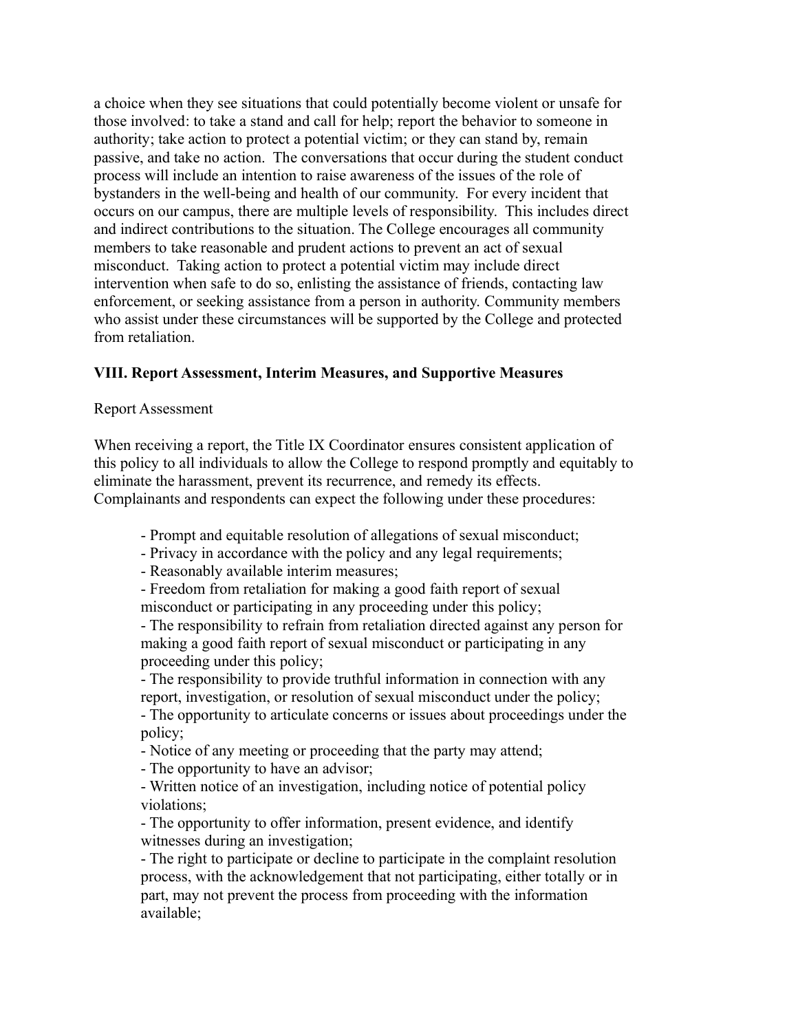a choice when they see situations that could potentially become violent or unsafe for those involved: to take a stand and call for help; report the behavior to someone in authority; take action to protect a potential victim; or they can stand by, remain passive, and take no action. The conversations that occur during the student conduct process will include an intention to raise awareness of the issues of the role of bystanders in the well-being and health of our community. For every incident that occurs on our campus, there are multiple levels of responsibility. This includes direct and indirect contributions to the situation. The College encourages all community members to take reasonable and prudent actions to prevent an act of sexual misconduct. Taking action to protect a potential victim may include direct intervention when safe to do so, enlisting the assistance of friends, contacting law enforcement, or seeking assistance from a person in authority. Community members who assist under these circumstances will be supported by the College and protected from retaliation.

## VIII. Report Assessment, Interim Measures, and Supportive Measures

Report Assessment

When receiving a report, the Title IX Coordinator ensures consistent application of this policy to all individuals to allow the College to respond promptly and equitably to eliminate the harassment, prevent its recurrence, and remedy its effects. Complainants and respondents can expect the following under these procedures:

- Prompt and equitable resolution of allegations of sexual misconduct;
- Privacy in accordance with the policy and any legal requirements;
- Reasonably available interim measures;
- Freedom from retaliation for making a good faith report of sexual misconduct or participating in any proceeding under this policy;
- The responsibility to refrain from retaliation directed against any person for making a good faith report of sexual misconduct or participating in any proceeding under this policy;
- The responsibility to provide truthful information in connection with any report, investigation, or resolution of sexual misconduct under the policy;
- The opportunity to articulate concerns or issues about proceedings under the policy;
- Notice of any meeting or proceeding that the party may attend;
- The opportunity to have an advisor;
- Written notice of an investigation, including notice of potential policy violations;
- The opportunity to offer information, present evidence, and identify witnesses during an investigation;
- The right to participate or decline to participate in the complaint resolution process, with the acknowledgement that not participating, either totally or in part, may not prevent the process from proceeding with the information available;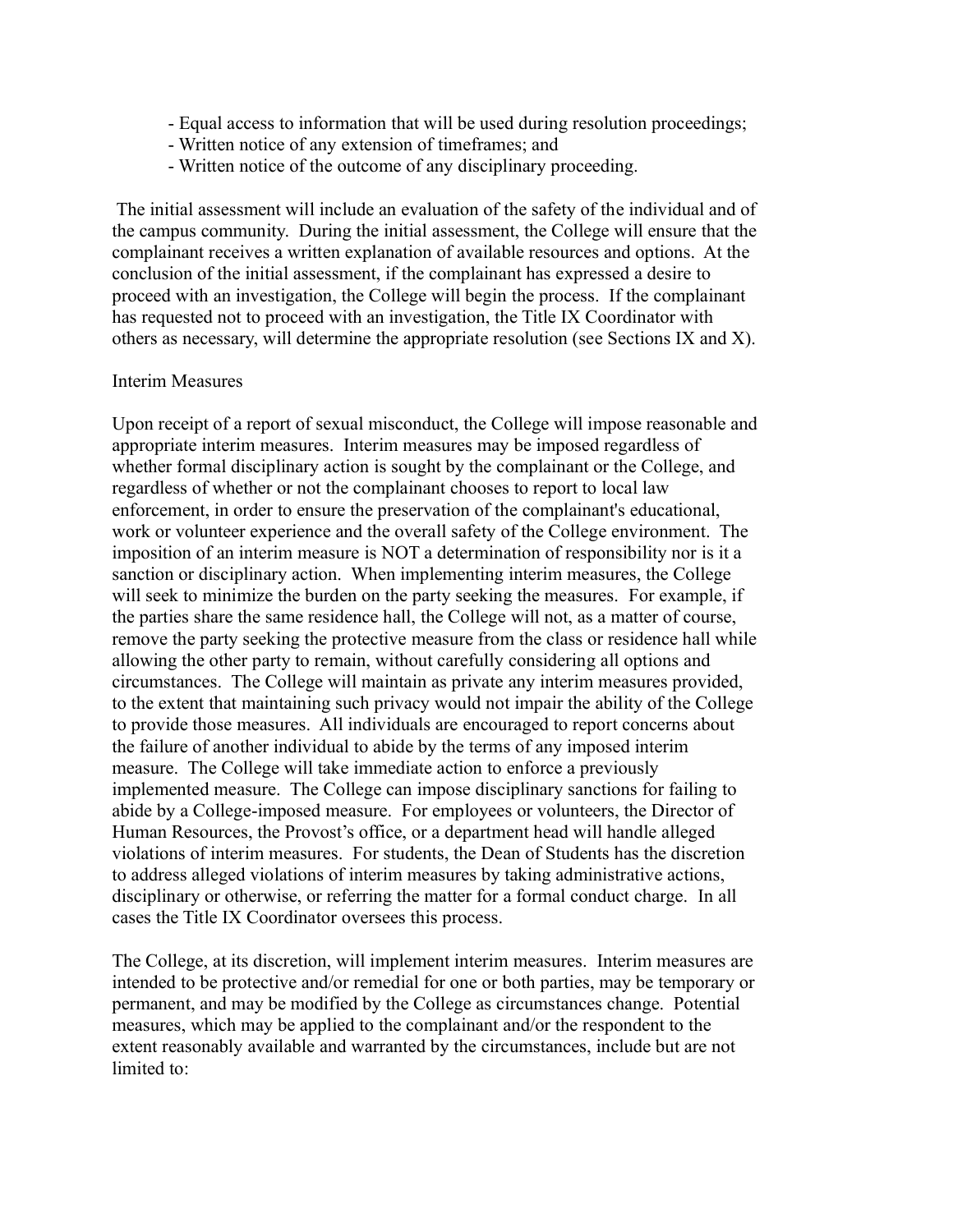- Equal access to information that will be used during resolution proceedings;
- Written notice of any extension of timeframes; and
- Written notice of the outcome of any disciplinary proceeding.

The initial assessment will include an evaluation of the safety of the individual and of the campus community. During the initial assessment, the College will ensure that the complainant receives a written explanation of available resources and options. At the conclusion of the initial assessment, if the complainant has expressed a desire to proceed with an investigation, the College will begin the process. If the complainant has requested not to proceed with an investigation, the Title IX Coordinator with others as necessary, will determine the appropriate resolution (see Sections IX and X).

Interim Measures

Upon receipt of a report of sexual misconduct, the College will impose reasonable and appropriate interim measures. Interim measures may be imposed regardless of whether formal disciplinary action is sought by the complainant or the College, and regardless of whether or not the complainant chooses to report to local law enforcement, in order to ensure the preservation of the complainant's educational, work or volunteer experience and the overall safety of the College environment. The imposition of an interim measure is NOT a determination of responsibility nor is it a sanction or disciplinary action. When implementing interim measures, the College will seek to minimize the burden on the party seeking the measures. For example, if the parties share the same residence hall, the College will not, as a matter of course, remove the party seeking the protective measure from the class or residence hall while allowing the other party to remain, without carefully considering all options and circumstances. The College will maintain as private any interim measures provided, to the extent that maintaining such privacy would not impair the ability of the College to provide those measures. All individuals are encouraged to report concerns about the failure of another individual to abide by the terms of any imposed interim measure. The College will take immediate action to enforce a previously implemented measure. The College can impose disciplinary sanctions for failing to abide by a College-imposed measure. For employees or volunteers, the Director of Human Resources, the Provost's office, or a department head will handle alleged violations of interim measures. For students, the Dean of Students has the discretion to address alleged violations of interim measures by taking administrative actions, disciplinary or otherwise, or referring the matter for a formal conduct charge. In all cases the Title IX Coordinator oversees this process.

The College, at its discretion, will implement interim measures. Interim measures are intended to be protective and/or remedial for one or both parties, may be temporary or permanent, and may be modified by the College as circumstances change. Potential measures, which may be applied to the complainant and/or the respondent to the extent reasonably available and warranted by the circumstances, include but are not limited to: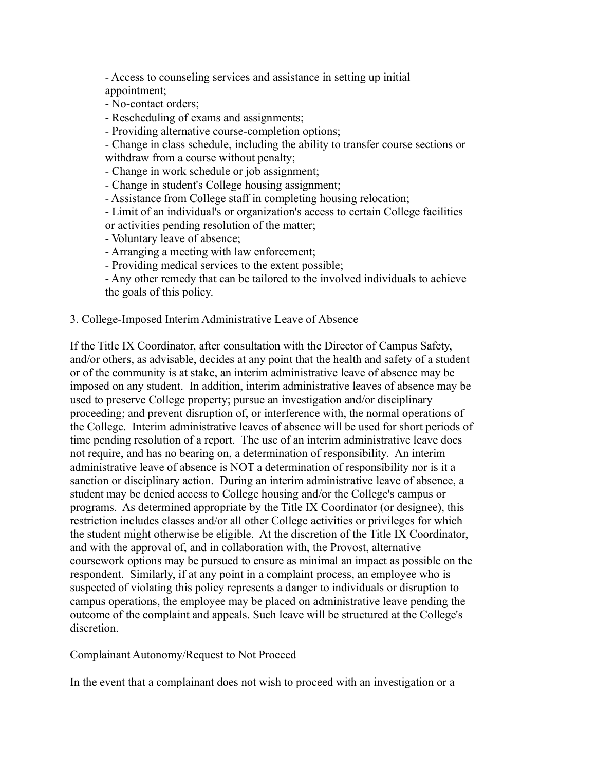- Access to counseling services and assistance in setting up initial appointment;
- No-contact orders;
- Rescheduling of exams and assignments;
- Providing alternative course-completion options;
- Change in class schedule, including the ability to transfer course sections or withdraw from a course without penalty;
- Change in work schedule or job assignment;
- Change in student's College housing assignment;
- Assistance from College staff in completing housing relocation;
- Limit of an individual's or organization's access to certain College facilities or activities pending resolution of the matter;
- Voluntary leave of absence;
- Arranging a meeting with law enforcement;
- Providing medical services to the extent possible;
- Any other remedy that can be tailored to the involved individuals to achieve the goals of this policy.

3. College-Imposed Interim Administrative Leave of Absence

If the Title IX Coordinator, after consultation with the Director of Campus Safety, and/or others, as advisable, decides at any point that the health and safety of a student or of the community is at stake, an interim administrative leave of absence may be imposed on any student. In addition, interim administrative leaves of absence may be used to preserve College property; pursue an investigation and/or disciplinary proceeding; and prevent disruption of, or interference with, the normal operations of the College. Interim administrative leaves of absence will be used for short periods of time pending resolution of a report. The use of an interim administrative leave does not require, and has no bearing on, a determination of responsibility. An interim administrative leave of absence is NOT a determination of responsibility nor is it a sanction or disciplinary action. During an interim administrative leave of absence, a student may be denied access to College housing and/or the College's campus or programs. As determined appropriate by the Title IX Coordinator (or designee), this restriction includes classes and/or all other College activities or privileges for which the student might otherwise be eligible. At the discretion of the Title IX Coordinator, and with the approval of, and in collaboration with, the Provost, alternative coursework options may be pursued to ensure as minimal an impact as possible on the respondent. Similarly, if at any point in a complaint process, an employee who is suspected of violating this policy represents a danger to individuals or disruption to campus operations, the employee may be placed on administrative leave pending the outcome of the complaint and appeals. Such leave will be structured at the College's discretion.

Complainant Autonomy/Request to Not Proceed

In the event that a complainant does not wish to proceed with an investigation or a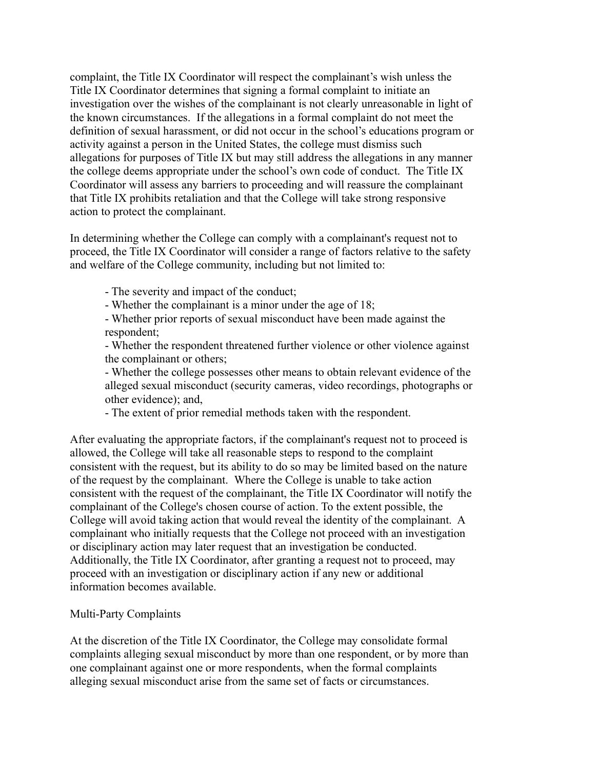complaint, the Title IX Coordinator will respect the complainant's wish unless the Title IX Coordinator determines that signing a formal complaint to initiate an investigation over the wishes of the complainant is not clearly unreasonable in light of the known circumstances. If the allegations in a formal complaint do not meet the definition of sexual harassment, or did not occur in the school's educations program or activity against a person in the United States, the college must dismiss such allegations for purposes of Title IX but may still address the allegations in any manner the college deems appropriate under the school's own code of conduct. The Title IX Coordinator will assess any barriers to proceeding and will reassure the complainant that Title IX prohibits retaliation and that the College will take strong responsive action to protect the complainant.

In determining whether the College can comply with a complainant's request not to proceed, the Title IX Coordinator will consider a range of factors relative to the safety and welfare of the College community, including but not limited to:

- The severity and impact of the conduct;
- Whether the complainant is a minor under the age of 18;
- Whether prior reports of sexual misconduct have been made against the respondent;
- Whether the respondent threatened further violence or other violence against the complainant or others;
- Whether the college possesses other means to obtain relevant evidence of the alleged sexual misconduct (security cameras, video recordings, photographs or other evidence); and,
- The extent of prior remedial methods taken with the respondent.

After evaluating the appropriate factors, if the complainant's request not to proceed is allowed, the College will take all reasonable steps to respond to the complaint consistent with the request, but its ability to do so may be limited based on the nature of the request by the complainant. Where the College is unable to take action consistent with the request of the complainant, the Title IX Coordinator will notify the complainant of the College's chosen course of action. To the extent possible, the College will avoid taking action that would reveal the identity of the complainant. A complainant who initially requests that the College not proceed with an investigation or disciplinary action may later request that an investigation be conducted. Additionally, the Title IX Coordinator, after granting a request not to proceed, may proceed with an investigation or disciplinary action if any new or additional information becomes available.

Multi-Party Complaints

At the discretion of the Title IX Coordinator, the College may consolidate formal complaints alleging sexual misconduct by more than one respondent, or by more than one complainant against one or more respondents, when the formal complaints alleging sexual misconduct arise from the same set of facts or circumstances.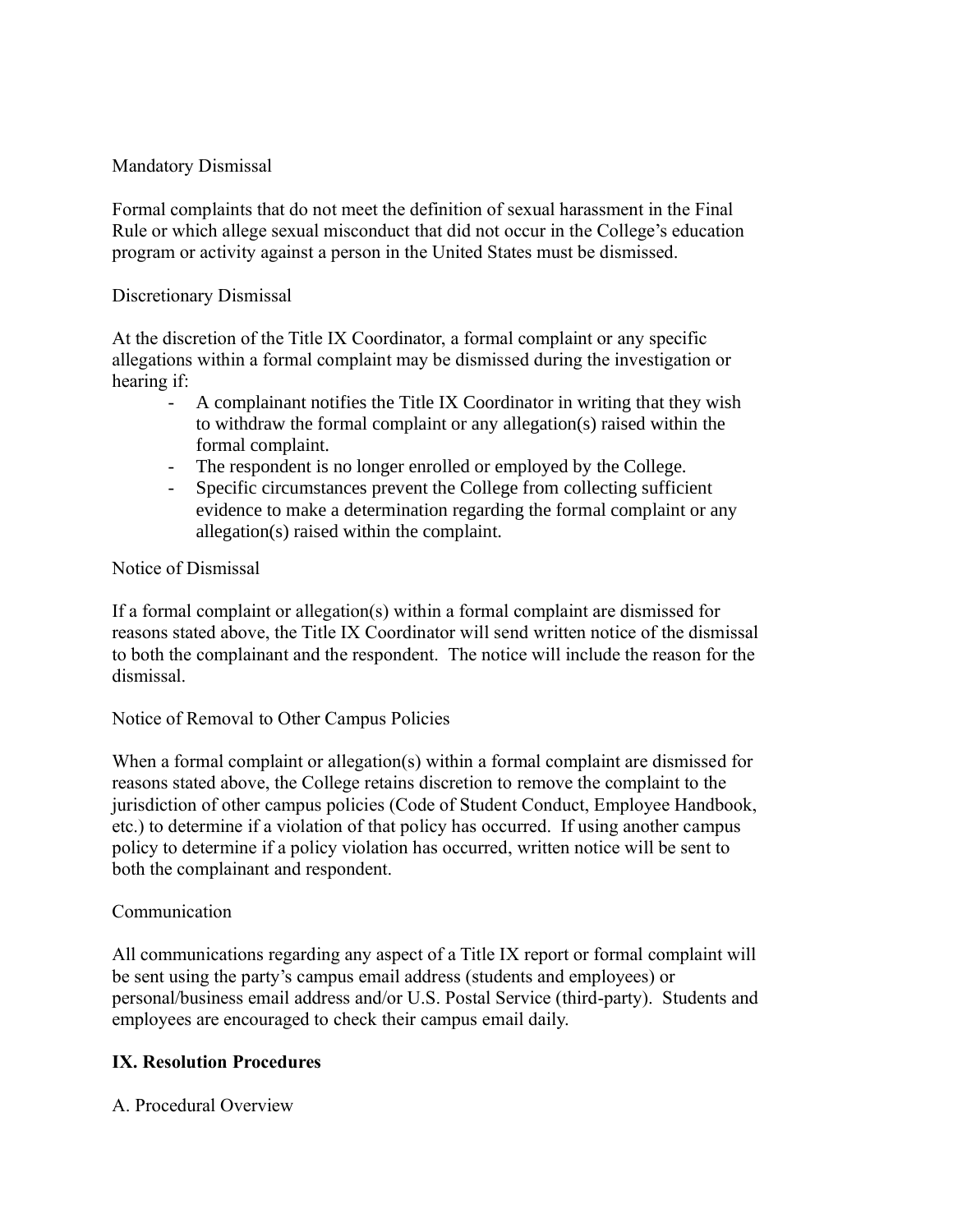Mandatory Dismissal

Formal complaints that do not meet the definition of sexual harassment in the Final Rule or which allege sexual misconduct that did not occur in the College's education program or activity against a person in the United States must be dismissed.

Discretionary Dismissal

At the discretion of the Title IX Coordinator, a formal complaint or any specific allegations within a formal complaint may be dismissed during the investigation or hearing if:

- A complainant notifies the Title IX Coordinator in writing that they wish to withdraw the formal complaint or any allegation(s) raised within the formal complaint.
- The respondent is no longer enrolled or employed by the College.
- Specific circumstances prevent the College from collecting sufficient evidence to make a determination regarding the formal complaint or any allegation(s) raised within the complaint.

Notice of Dismissal

If a formal complaint or allegation(s) within a formal complaint are dismissed for reasons stated above, the Title IX Coordinator will send written notice of the dismissal to both the complainant and the respondent. The notice will include the reason for the dismissal.

Notice of Removal to Other Campus Policies

When a formal complaint or allegation(s) within a formal complaint are dismissed for reasons stated above, the College retains discretion to remove the complaint to the jurisdiction of other campus policies (Code of Student Conduct, Employee Handbook, etc.) to determine if a violation of that policy has occurred. If using another campus policy to determine if a policy violation has occurred, written notice will be sent to both the complainant and respondent.

Communication

All communications regarding any aspect of a Title IX report or formal complaint will be sent using the party's campus email address (students and employees) or personal/business email address and/or U.S. Postal Service (third-party). Students and employees are encouraged to check their campus email daily.

## IX. Resolution Procedures

A. Procedural Overview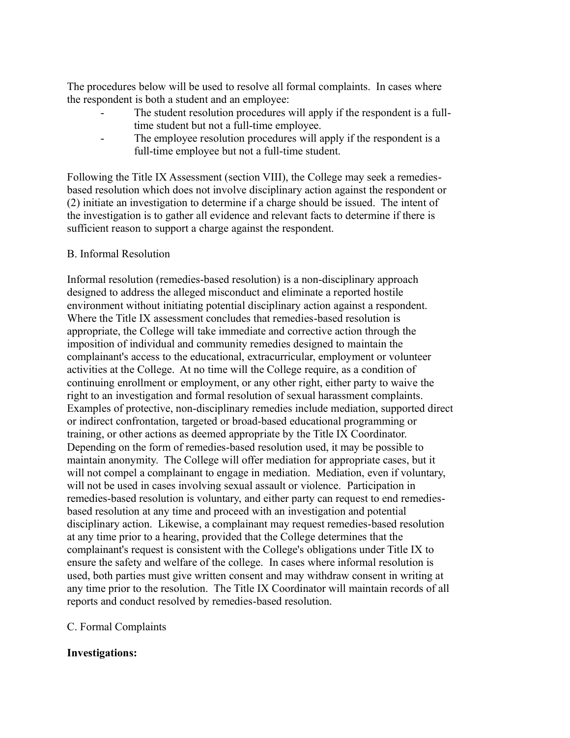The procedures below will be used to resolve all formal complaints. In cases where the respondent is both a student and an employee:

- The student resolution procedures will apply if the respondent is a full-time student but not a full-time employee.
- The employee resolution procedures will apply if the respondent is a full-time employee but not a full-time student.

Following the Title IX Assessment (section VIII), the College may seek a remedies-based resolution which does not involve disciplinary action against the respondent or (2) initiate an investigation to determine if a charge should be issued. The intent of the investigation is to gather all evidence and relevant facts to determine if there is sufficient reason to support a charge against the respondent.

B. Informal Resolution

Informal resolution (remedies-based resolution) is a non-disciplinary approach designed to address the alleged misconduct and eliminate a reported hostile environment without initiating potential disciplinary action against a respondent. Where the Title IX assessment concludes that remedies-based resolution is appropriate, the College will take immediate and corrective action through the imposition of individual and community remedies designed to maintain the complainant's access to the educational, extracurricular, employment or volunteer activities at the College. At no time will the College require, as a condition of continuing enrollment or employment, or any other right, either party to waive the right to an investigation and formal resolution of sexual harassment complaints. Examples of protective, non-disciplinary remedies include mediation, supported direct or indirect confrontation, targeted or broad-based educational programming or training, or other actions as deemed appropriate by the Title IX Coordinator. Depending on the form of remedies-based resolution used, it may be possible to maintain anonymity. The College will offer mediation for appropriate cases, but it will not compel a complainant to engage in mediation. Mediation, even if voluntary, will not be used in cases involving sexual assault or violence. Participation in remedies-based resolution is voluntary, and either party can request to end remedies-based resolution at any time and proceed with an investigation and potential disciplinary action. Likewise, a complainant may request remedies-based resolution at any time prior to a hearing, provided that the College determines that the complainant's request is consistent with the College's obligations under Title IX to ensure the safety and welfare of the college. In cases where informal resolution is used, both parties must give written consent and may withdraw consent in writing at any time prior to the resolution. The Title IX Coordinator will maintain records of all reports and conduct resolved by remedies-based resolution.

C. Formal Complaints

**Investigations:**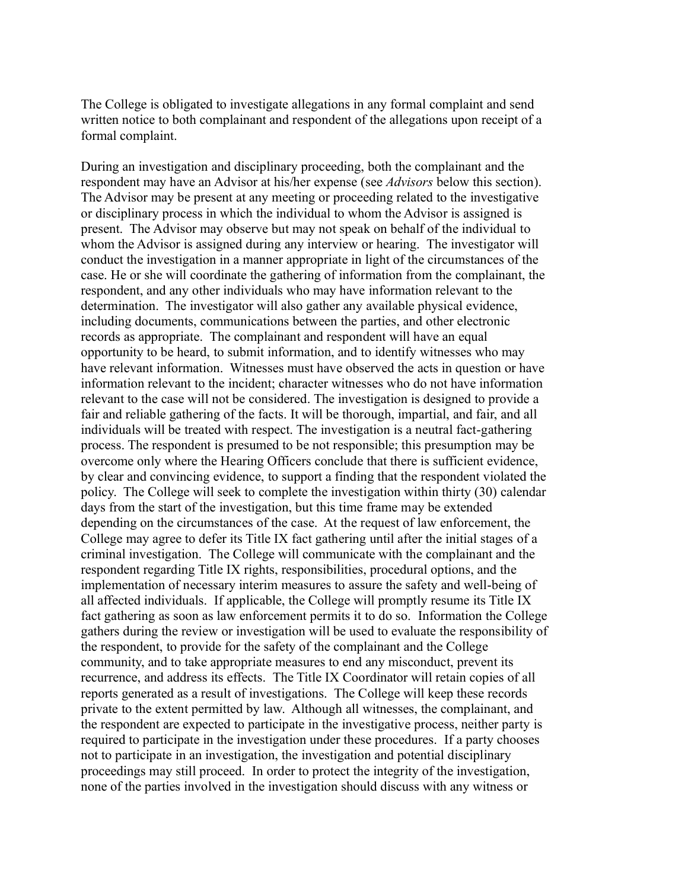The College is obligated to investigate allegations in any formal complaint and send written notice to both complainant and respondent of the allegations upon receipt of a formal complaint.

During an investigation and disciplinary proceeding, both the complainant and the respondent may have an Advisor at his/her expense (see *Advisors* below this section). The Advisor may be present at any meeting or proceeding related to the investigative or disciplinary process in which the individual to whom the Advisor is assigned is present. The Advisor may observe but may not speak on behalf of the individual to whom the Advisor is assigned during any interview or hearing. The investigator will conduct the investigation in a manner appropriate in light of the circumstances of the case. He or she will coordinate the gathering of information from the complainant, the respondent, and any other individuals who may have information relevant to the determination. The investigator will also gather any available physical evidence, including documents, communications between the parties, and other electronic records as appropriate. The complainant and respondent will have an equal opportunity to be heard, to submit information, and to identify witnesses who may have relevant information. Witnesses must have observed the acts in question or have information relevant to the incident; character witnesses who do not have information relevant to the case will not be considered. The investigation is designed to provide a fair and reliable gathering of the facts. It will be thorough, impartial, and fair, and all individuals will be treated with respect. The investigation is a neutral fact-gathering process. The respondent is presumed to be not responsible; this presumption may be overcome only where the Hearing Officers conclude that there is sufficient evidence, by clear and convincing evidence, to support a finding that the respondent violated the policy. The College will seek to complete the investigation within thirty (30) calendar days from the start of the investigation, but this time frame may be extended depending on the circumstances of the case. At the request of law enforcement, the College may agree to defer its Title IX fact gathering until after the initial stages of a criminal investigation. The College will communicate with the complainant and the respondent regarding Title IX rights, responsibilities, procedural options, and the implementation of necessary interim measures to assure the safety and well-being of all affected individuals. If applicable, the College will promptly resume its Title IX fact gathering as soon as law enforcement permits it to do so. Information the College gathers during the review or investigation will be used to evaluate the responsibility of the respondent, to provide for the safety of the complainant and the College community, and to take appropriate measures to end any misconduct, prevent its recurrence, and address its effects. The Title IX Coordinator will retain copies of all reports generated as a result of investigations. The College will keep these records private to the extent permitted by law. Although all witnesses, the complainant, and the respondent are expected to participate in the investigative process, neither party is required to participate in the investigation under these procedures. If a party chooses not to participate in an investigation, the investigation and potential disciplinary proceedings may still proceed. In order to protect the integrity of the investigation, none of the parties involved in the investigation should discuss with any witness or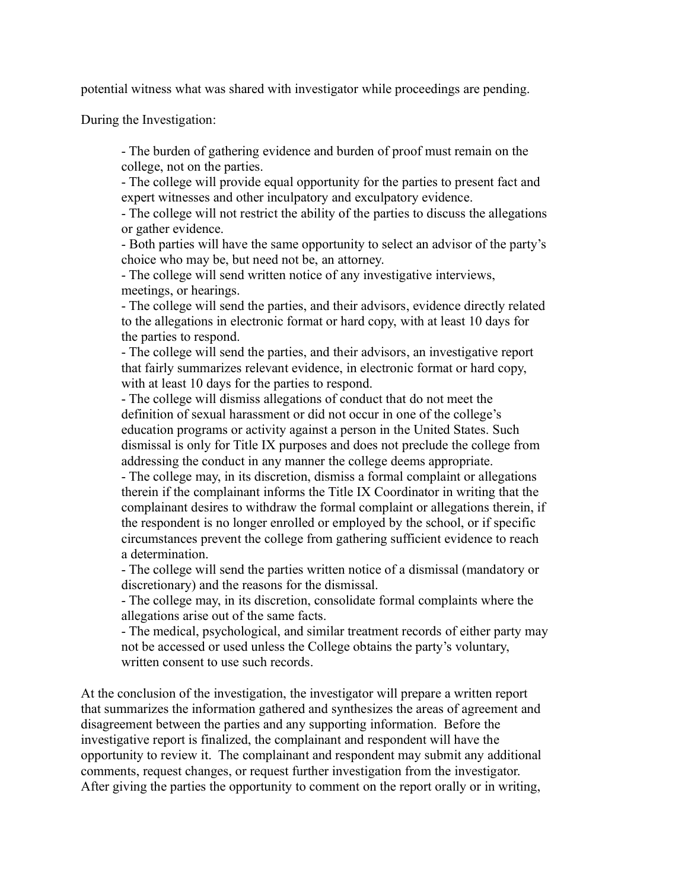potential witness what was shared with investigator while proceedings are pending.

During the Investigation:

- The burden of gathering evidence and burden of proof must remain on the college, not on the parties.
- The college will provide equal opportunity for the parties to present fact and expert witnesses and other inculpatory and exculpatory evidence.
- The college will not restrict the ability of the parties to discuss the allegations or gather evidence.
- Both parties will have the same opportunity to select an advisor of the party's choice who may be, but need not be, an attorney.
- The college will send written notice of any investigative interviews, meetings, or hearings.
- The college will send the parties, and their advisors, evidence directly related to the allegations in electronic format or hard copy, with at least 10 days for the parties to respond.
- The college will send the parties, and their advisors, an investigative report that fairly summarizes relevant evidence, in electronic format or hard copy, with at least 10 days for the parties to respond.
- The college will dismiss allegations of conduct that do not meet the definition of sexual harassment or did not occur in one of the college's education programs or activity against a person in the United States. Such dismissal is only for Title IX purposes and does not preclude the college from addressing the conduct in any manner the college deems appropriate.
- The college may, in its discretion, dismiss a formal complaint or allegations therein if the complainant informs the Title IX Coordinator in writing that the complainant desires to withdraw the formal complaint or allegations therein, if the respondent is no longer enrolled or employed by the school, or if specific circumstances prevent the college from gathering sufficient evidence to reach a determination.
- The college will send the parties written notice of a dismissal (mandatory or discretionary) and the reasons for the dismissal.
- The college may, in its discretion, consolidate formal complaints where the allegations arise out of the same facts.
- The medical, psychological, and similar treatment records of either party may not be accessed or used unless the College obtains the party's voluntary, written consent to use such records.

At the conclusion of the investigation, the investigator will prepare a written report that summarizes the information gathered and synthesizes the areas of agreement and disagreement between the parties and any supporting information. Before the investigative report is finalized, the complainant and respondent will have the opportunity to review it. The complainant and respondent may submit any additional comments, request changes, or request further investigation from the investigator. After giving the parties the opportunity to comment on the report orally or in writing,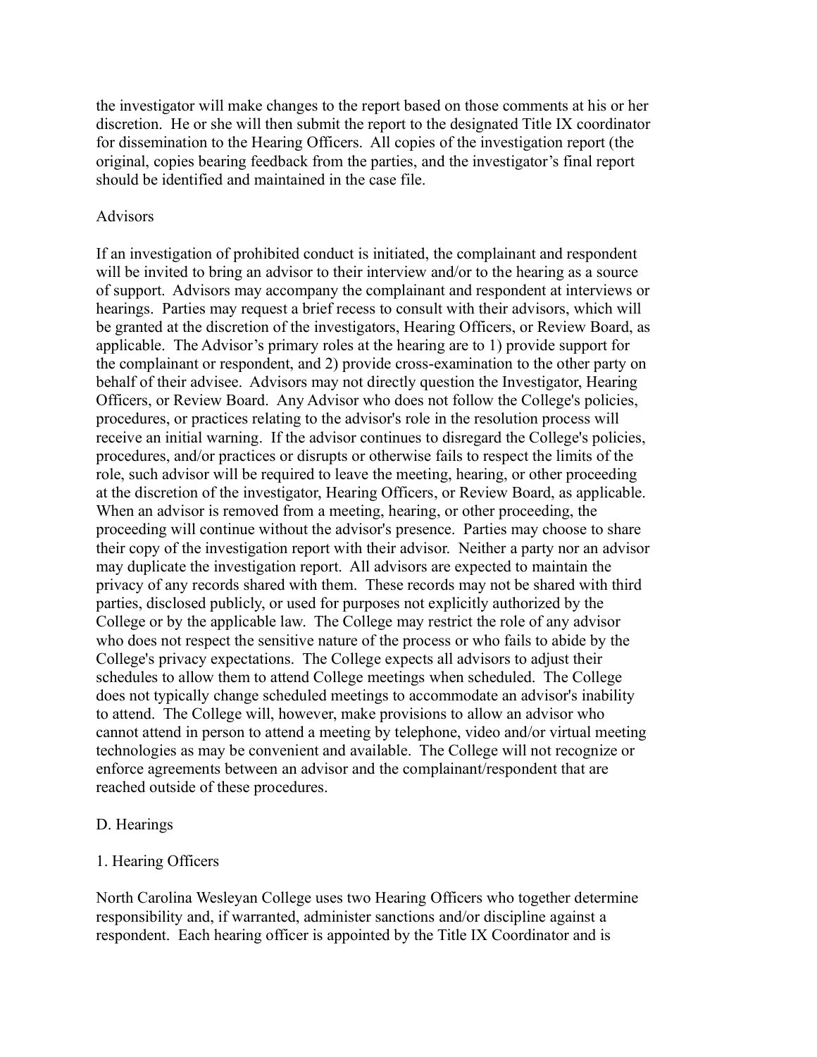the investigator will make changes to the report based on those comments at his or her discretion. He or she will then submit the report to the designated Title IX coordinator for dissemination to the Hearing Officers. All copies of the investigation report (the original, copies bearing feedback from the parties, and the investigator's final report should be identified and maintained in the case file.

Advisors

If an investigation of prohibited conduct is initiated, the complainant and respondent will be invited to bring an advisor to their interview and/or to the hearing as a source of support. Advisors may accompany the complainant and respondent at interviews or hearings. Parties may request a brief recess to consult with their advisors, which will be granted at the discretion of the investigators, Hearing Officers, or Review Board, as applicable. The Advisor's primary roles at the hearing are to 1) provide support for the complainant or respondent, and 2) provide cross-examination to the other party on behalf of their advisee. Advisors may not directly question the Investigator, Hearing Officers, or Review Board. Any Advisor who does not follow the College's policies, procedures, or practices relating to the advisor's role in the resolution process will receive an initial warning. If the advisor continues to disregard the College's policies, procedures, and/or practices or disrupts or otherwise fails to respect the limits of the role, such advisor will be required to leave the meeting, hearing, or other proceeding at the discretion of the investigator, Hearing Officers, or Review Board, as applicable. When an advisor is removed from a meeting, hearing, or other proceeding, the proceeding will continue without the advisor's presence. Parties may choose to share their copy of the investigation report with their advisor. Neither a party nor an advisor may duplicate the investigation report. All advisors are expected to maintain the privacy of any records shared with them. These records may not be shared with third parties, disclosed publicly, or used for purposes not explicitly authorized by the College or by the applicable law. The College may restrict the role of any advisor who does not respect the sensitive nature of the process or who fails to abide by the College's privacy expectations. The College expects all advisors to adjust their schedules to allow them to attend College meetings when scheduled. The College does not typically change scheduled meetings to accommodate an advisor's inability to attend. The College will, however, make provisions to allow an advisor who cannot attend in person to attend a meeting by telephone, video and/or virtual meeting technologies as may be convenient and available. The College will not recognize or enforce agreements between an advisor and the complainant/respondent that are reached outside of these procedures.

D. Hearings

1. Hearing Officers

North Carolina Wesleyan College uses two Hearing Officers who together determine responsibility and, if warranted, administer sanctions and/or discipline against a respondent. Each hearing officer is appointed by the Title IX Coordinator and is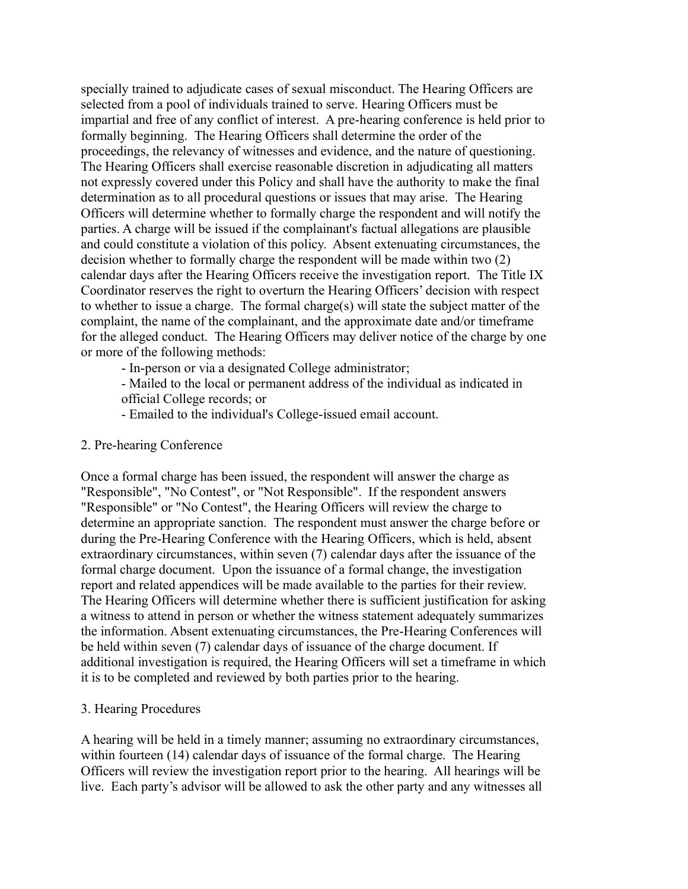specially trained to adjudicate cases of sexual misconduct. The Hearing Officers are selected from a pool of individuals trained to serve. Hearing Officers must be impartial and free of any conflict of interest. A pre-hearing conference is held prior to formally beginning. The Hearing Officers shall determine the order of the proceedings, the relevancy of witnesses and evidence, and the nature of questioning. The Hearing Officers shall exercise reasonable discretion in adjudicating all matters not expressly covered under this Policy and shall have the authority to make the final determination as to all procedural questions or issues that may arise. The Hearing Officers will determine whether to formally charge the respondent and will notify the parties. A charge will be issued if the complainant's factual allegations are plausible and could constitute a violation of this policy. Absent extenuating circumstances, the decision whether to formally charge the respondent will be made within two (2) calendar days after the Hearing Officers receive the investigation report. The Title IX Coordinator reserves the right to overturn the Hearing Officers' decision with respect to whether to issue a charge. The formal charge(s) will state the subject matter of the complaint, the name of the complainant, and the approximate date and/or timeframe for the alleged conduct. The Hearing Officers may deliver notice of the charge by one or more of the following methods:

- In-person or via a designated College administrator;
- Mailed to the local or permanent address of the individual as indicated in official College records; or
- Emailed to the individual's College-issued email account.

2. Pre-hearing Conference

Once a formal charge has been issued, the respondent will answer the charge as "Responsible", "No Contest", or "Not Responsible". If the respondent answers "Responsible" or "No Contest", the Hearing Officers will review the charge to determine an appropriate sanction. The respondent must answer the charge before or during the Pre-Hearing Conference with the Hearing Officers, which is held, absent extraordinary circumstances, within seven (7) calendar days after the issuance of the formal charge document. Upon the issuance of a formal change, the investigation report and related appendices will be made available to the parties for their review. The Hearing Officers will determine whether there is sufficient justification for asking a witness to attend in person or whether the witness statement adequately summarizes the information. Absent extenuating circumstances, the Pre-Hearing Conferences will be held within seven (7) calendar days of issuance of the charge document. If additional investigation is required, the Hearing Officers will set a timeframe in which it is to be completed and reviewed by both parties prior to the hearing.

3. Hearing Procedures

A hearing will be held in a timely manner; assuming no extraordinary circumstances, within fourteen (14) calendar days of issuance of the formal charge. The Hearing Officers will review the investigation report prior to the hearing. All hearings will be live. Each party's advisor will be allowed to ask the other party and any witnesses all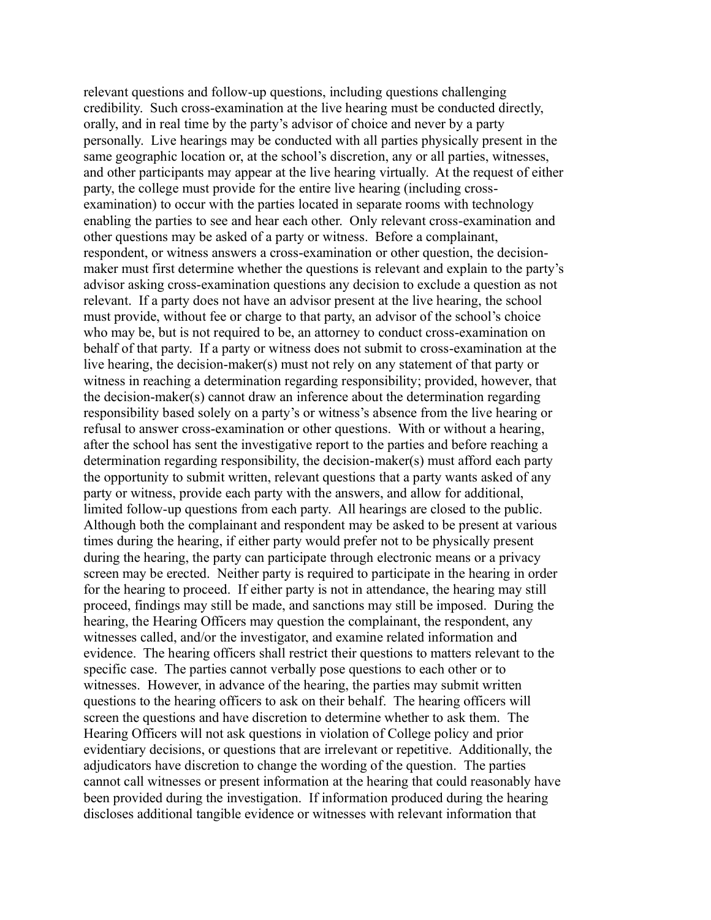relevant questions and follow-up questions, including questions challenging credibility. Such cross-examination at the live hearing must be conducted directly, orally, and in real time by the party's advisor of choice and never by a party personally. Live hearings may be conducted with all parties physically present in the same geographic location or, at the school's discretion, any or all parties, witnesses, and other participants may appear at the live hearing virtually. At the request of either party, the college must provide for the entire live hearing (including cross-examination) to occur with the parties located in separate rooms with technology enabling the parties to see and hear each other. Only relevant cross-examination and other questions may be asked of a party or witness. Before a complainant, respondent, or witness answers a cross-examination or other question, the decision-maker must first determine whether the questions is relevant and explain to the party's advisor asking cross-examination questions any decision to exclude a question as not relevant. If a party does not have an advisor present at the live hearing, the school must provide, without fee or charge to that party, an advisor of the school's choice who may be, but is not required to be, an attorney to conduct cross-examination on behalf of that party. If a party or witness does not submit to cross-examination at the live hearing, the decision-maker(s) must not rely on any statement of that party or witness in reaching a determination regarding responsibility; provided, however, that the decision-maker(s) cannot draw an inference about the determination regarding responsibility based solely on a party's or witness's absence from the live hearing or refusal to answer cross-examination or other questions. With or without a hearing, after the school has sent the investigative report to the parties and before reaching a determination regarding responsibility, the decision-maker(s) must afford each party the opportunity to submit written, relevant questions that a party wants asked of any party or witness, provide each party with the answers, and allow for additional, limited follow-up questions from each party. All hearings are closed to the public. Although both the complainant and respondent may be asked to be present at various times during the hearing, if either party would prefer not to be physically present during the hearing, the party can participate through electronic means or a privacy screen may be erected. Neither party is required to participate in the hearing in order for the hearing to proceed. If either party is not in attendance, the hearing may still proceed, findings may still be made, and sanctions may still be imposed. During the hearing, the Hearing Officers may question the complainant, the respondent, any witnesses called, and/or the investigator, and examine related information and evidence. The hearing officers shall restrict their questions to matters relevant to the specific case. The parties cannot verbally pose questions to each other or to witnesses. However, in advance of the hearing, the parties may submit written questions to the hearing officers to ask on their behalf. The hearing officers will screen the questions and have discretion to determine whether to ask them. The Hearing Officers will not ask questions in violation of College policy and prior evidentiary decisions, or questions that are irrelevant or repetitive. Additionally, the adjudicators have discretion to change the wording of the question. The parties cannot call witnesses or present information at the hearing that could reasonably have been provided during the investigation. If information produced during the hearing discloses additional tangible evidence or witnesses with relevant information that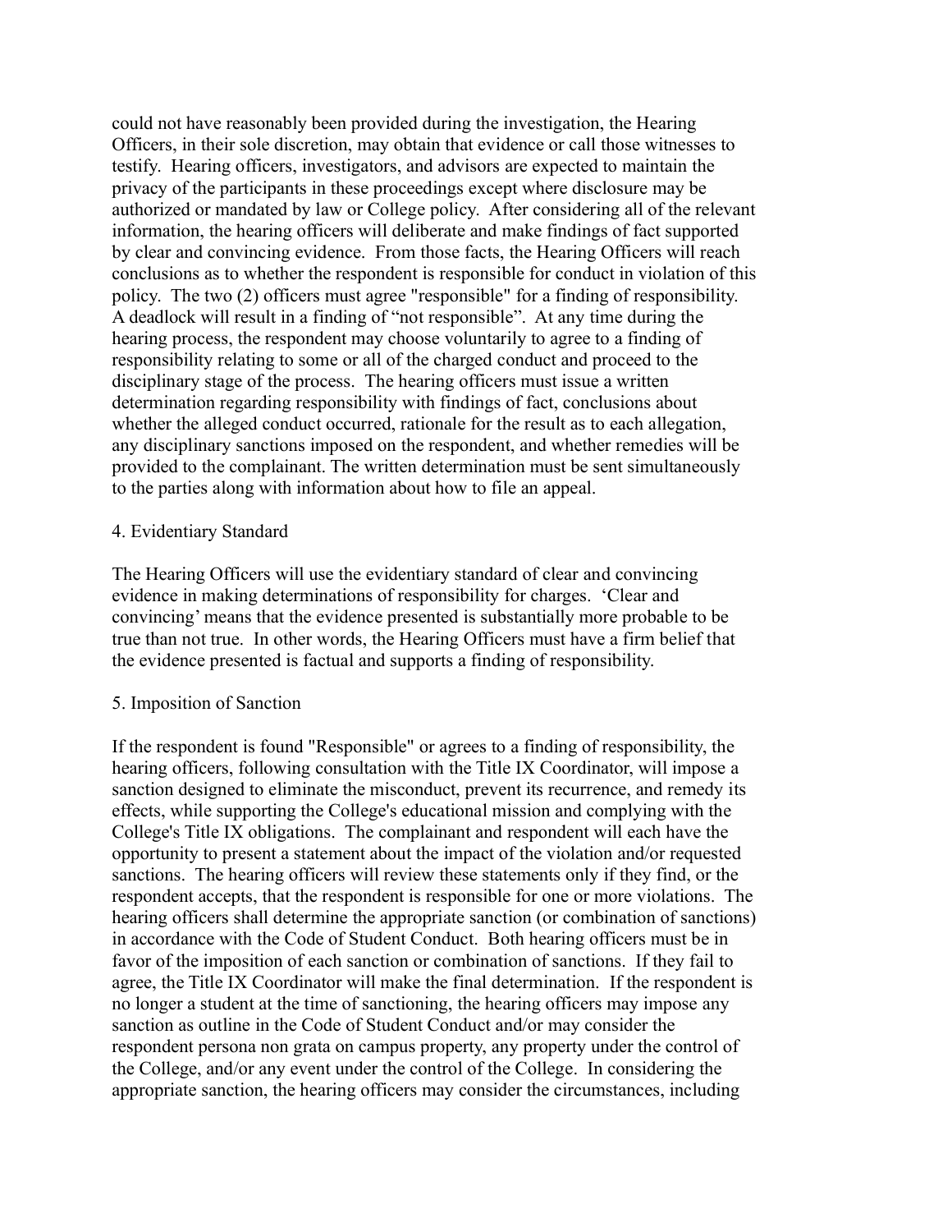could not have reasonably been provided during the investigation, the Hearing Officers, in their sole discretion, may obtain that evidence or call those witnesses to testify. Hearing officers, investigators, and advisors are expected to maintain the privacy of the participants in these proceedings except where disclosure may be authorized or mandated by law or College policy. After considering all of the relevant information, the hearing officers will deliberate and make findings of fact supported by clear and convincing evidence. From those facts, the Hearing Officers will reach conclusions as to whether the respondent is responsible for conduct in violation of this policy. The two (2) officers must agree "responsible" for a finding of responsibility. A deadlock will result in a finding of "not responsible". At any time during the hearing process, the respondent may choose voluntarily to agree to a finding of responsibility relating to some or all of the charged conduct and proceed to the disciplinary stage of the process. The hearing officers must issue a written determination regarding responsibility with findings of fact, conclusions about whether the alleged conduct occurred, rationale for the result as to each allegation, any disciplinary sanctions imposed on the respondent, and whether remedies will be provided to the complainant. The written determination must be sent simultaneously to the parties along with information about how to file an appeal.

4. Evidentiary Standard

The Hearing Officers will use the evidentiary standard of clear and convincing evidence in making determinations of responsibility for charges. 'Clear and convincing' means that the evidence presented is substantially more probable to be true than not true. In other words, the Hearing Officers must have a firm belief that the evidence presented is factual and supports a finding of responsibility.

5. Imposition of Sanction

If the respondent is found "Responsible" or agrees to a finding of responsibility, the hearing officers, following consultation with the Title IX Coordinator, will impose a sanction designed to eliminate the misconduct, prevent its recurrence, and remedy its effects, while supporting the College's educational mission and complying with the College's Title IX obligations. The complainant and respondent will each have the opportunity to present a statement about the impact of the violation and/or requested sanctions. The hearing officers will review these statements only if they find, or the respondent accepts, that the respondent is responsible for one or more violations. The hearing officers shall determine the appropriate sanction (or combination of sanctions) in accordance with the Code of Student Conduct. Both hearing officers must be in favor of the imposition of each sanction or combination of sanctions. If they fail to agree, the Title IX Coordinator will make the final determination. If the respondent is no longer a student at the time of sanctioning, the hearing officers may impose any sanction as outline in the Code of Student Conduct and/or may consider the respondent persona non grata on campus property, any property under the control of the College, and/or any event under the control of the College. In considering the appropriate sanction, the hearing officers may consider the circumstances, including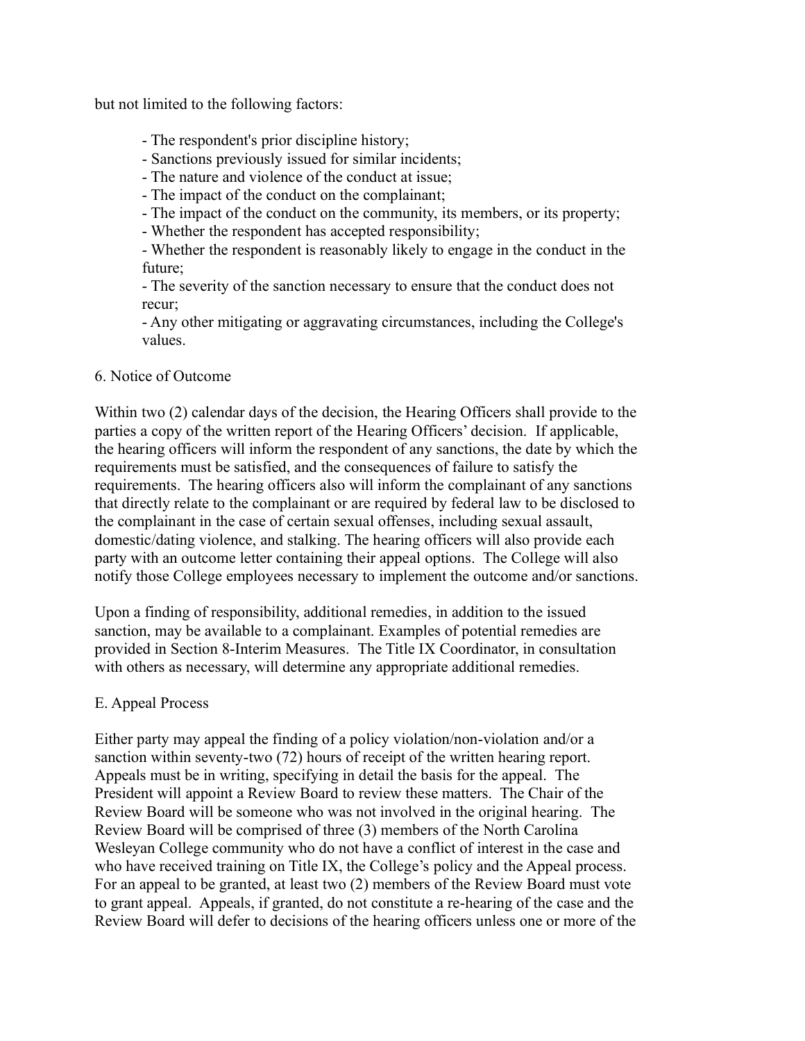but not limited to the following factors:

- The respondent's prior discipline history;
- Sanctions previously issued for similar incidents;
- The nature and violence of the conduct at issue;
- The impact of the conduct on the complainant;
- The impact of the conduct on the community, its members, or its property;
- Whether the respondent has accepted responsibility;
- Whether the respondent is reasonably likely to engage in the conduct in the future;
- The severity of the sanction necessary to ensure that the conduct does not recur;
- Any other mitigating or aggravating circumstances, including the College's values.

6. Notice of Outcome

Within two (2) calendar days of the decision, the Hearing Officers shall provide to the parties a copy of the written report of the Hearing Officers' decision. If applicable, the hearing officers will inform the respondent of any sanctions, the date by which the requirements must be satisfied, and the consequences of failure to satisfy the requirements. The hearing officers also will inform the complainant of any sanctions that directly relate to the complainant or are required by federal law to be disclosed to the complainant in the case of certain sexual offenses, including sexual assault, domestic/dating violence, and stalking. The hearing officers will also provide each party with an outcome letter containing their appeal options. The College will also notify those College employees necessary to implement the outcome and/or sanctions.

Upon a finding of responsibility, additional remedies, in addition to the issued sanction, may be available to a complainant. Examples of potential remedies are provided in Section 8-Interim Measures. The Title IX Coordinator, in consultation with others as necessary, will determine any appropriate additional remedies.

E. Appeal Process

Either party may appeal the finding of a policy violation/non-violation and/or a sanction within seventy-two (72) hours of receipt of the written hearing report. Appeals must be in writing, specifying in detail the basis for the appeal. The President will appoint a Review Board to review these matters. The Chair of the Review Board will be someone who was not involved in the original hearing. The Review Board will be comprised of three (3) members of the North Carolina Wesleyan College community who do not have a conflict of interest in the case and who have received training on Title IX, the College's policy and the Appeal process. For an appeal to be granted, at least two (2) members of the Review Board must vote to grant appeal. Appeals, if granted, do not constitute a re-hearing of the case and the Review Board will defer to decisions of the hearing officers unless one or more of the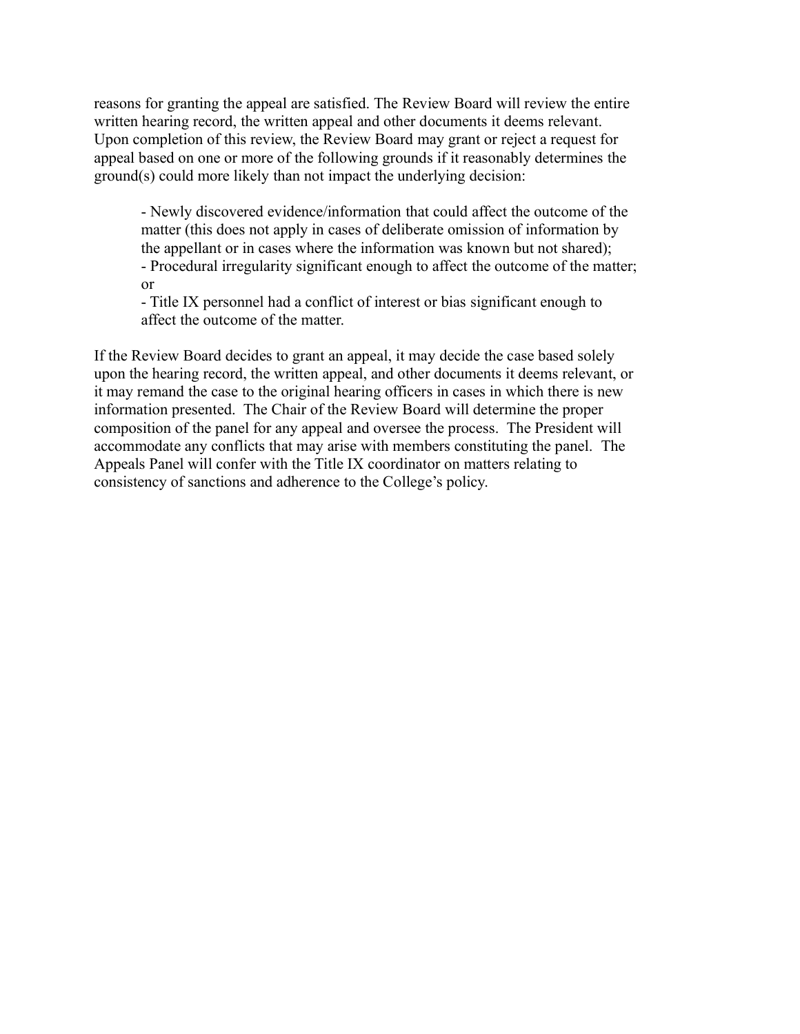reasons for granting the appeal are satisfied. The Review Board will review the entire written hearing record, the written appeal and other documents it deems relevant. Upon completion of this review, the Review Board may grant or reject a request for appeal based on one or more of the following grounds if it reasonably determines the ground(s) could more likely than not impact the underlying decision:

- Newly discovered evidence/information that could affect the outcome of the matter (this does not apply in cases of deliberate omission of information by the appellant or in cases where the information was known but not shared);
- Procedural irregularity significant enough to affect the outcome of the matter; or
- Title IX personnel had a conflict of interest or bias significant enough to affect the outcome of the matter.

If the Review Board decides to grant an appeal, it may decide the case based solely upon the hearing record, the written appeal, and other documents it deems relevant, or it may remand the case to the original hearing officers in cases in which there is new information presented. The Chair of the Review Board will determine the proper composition of the panel for any appeal and oversee the process. The President will accommodate any conflicts that may arise with members constituting the panel. The Appeals Panel will confer with the Title IX coordinator on matters relating to consistency of sanctions and adherence to the College's policy.